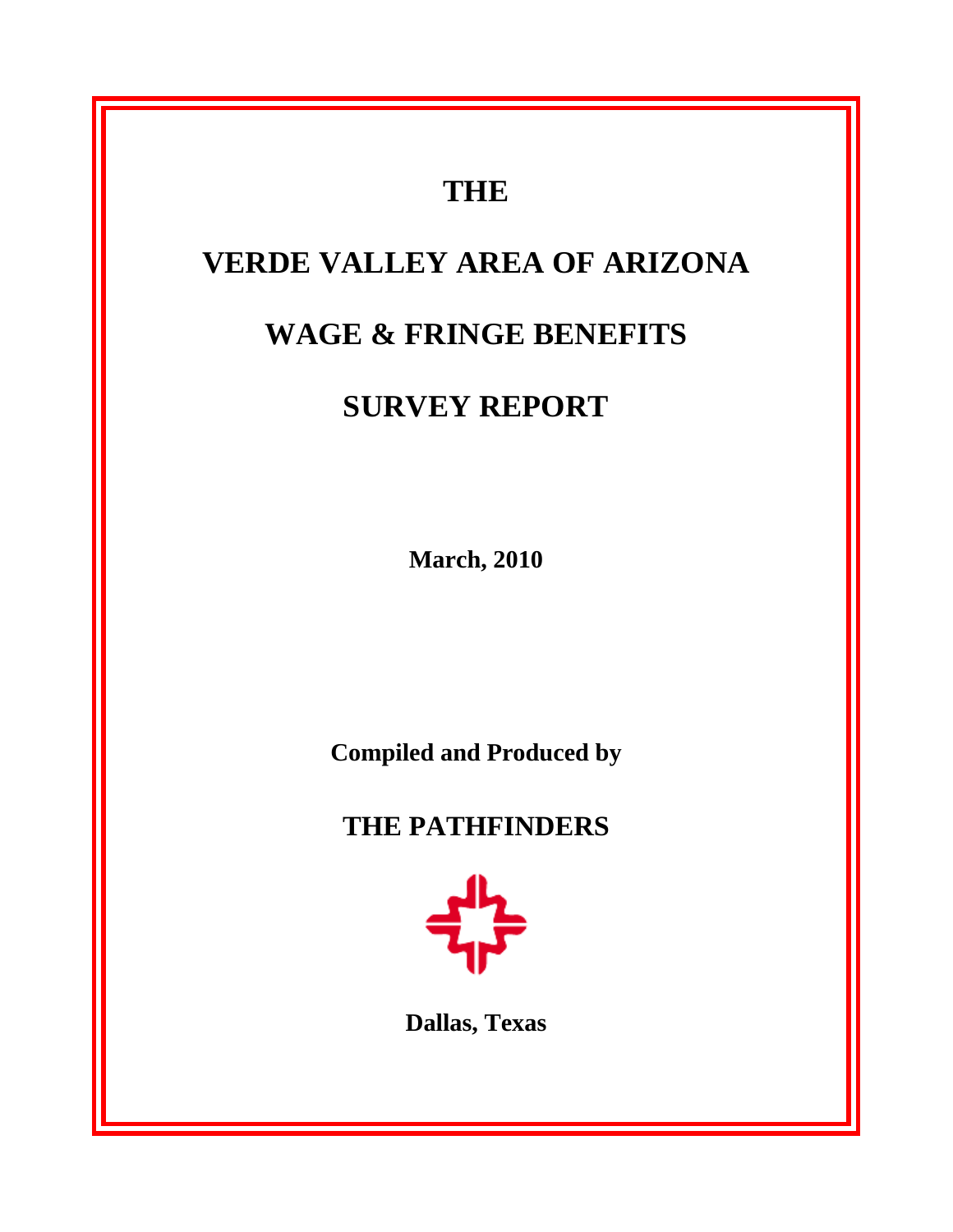# THE

# VERDE VALLEY AREA OF ARIZONA

# WAGE & FRINGE BENEFITS

# SURVEY REPORT

**March, 2010**

**Compiled and Produced by**

## THE PATHFINDERS

**Dallas, Texas**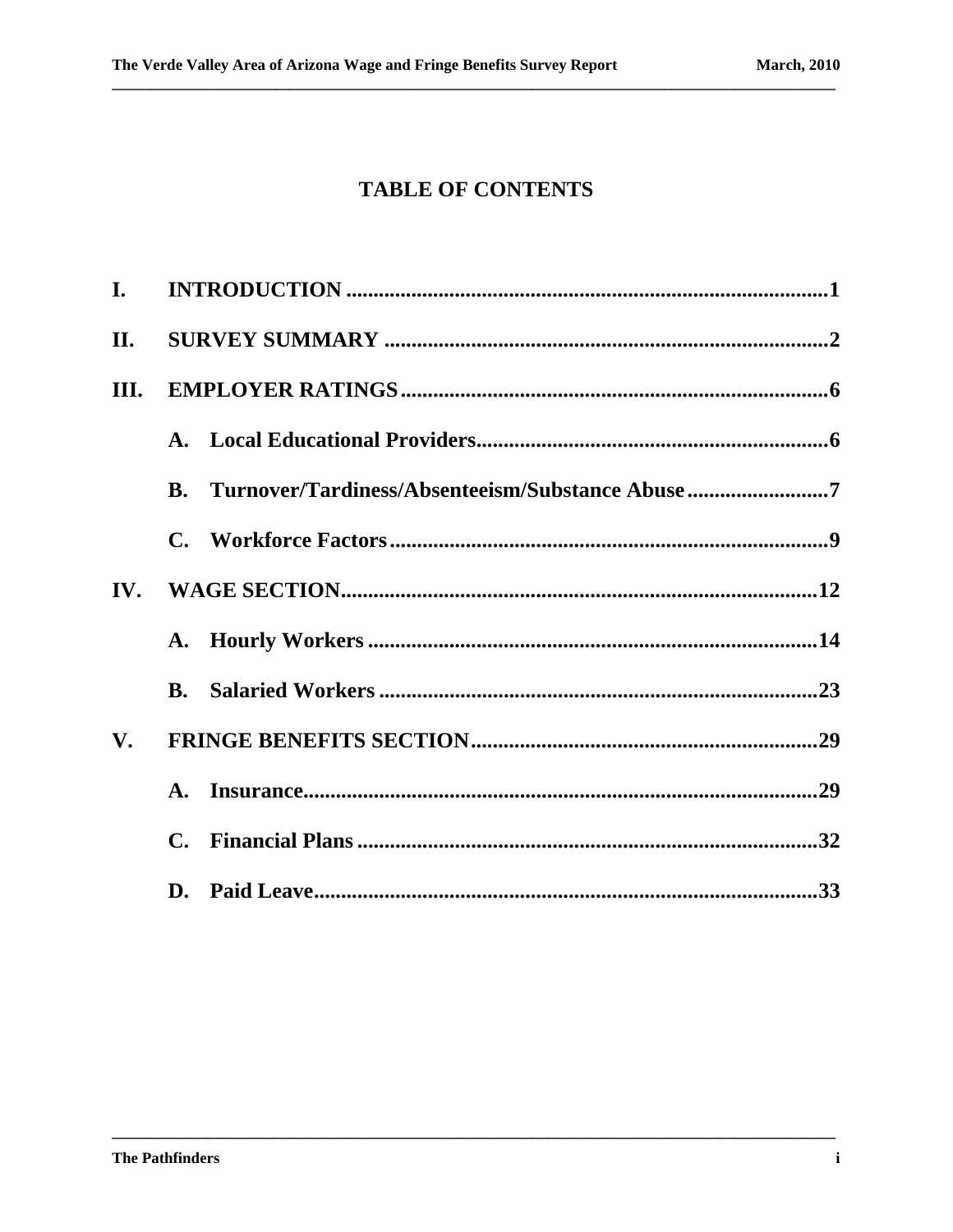# TABLE OF CONTENTS

I. INTRODUCTION ..........................................................................................1

II. SURVEY SUMMARY ....................................................................................2

III. EMPLOYER RATINGS ..................................................................................6

A. Local Educational Providers..................................................................6

B. Turnover/Tardiness/Absenteeism/Substance Abuse ..........................7

C. Workforce Factors ..................................................................................9

IV. WAGE SECTION.........................................................................................12

A. Hourly Workers .....................................................................................14

B. Salaried Workers ...................................................................................23

V. FRINGE BENEFITS SECTION..................................................................29

A. Insurance................................................................................................29

C. Financial Plans .......................................................................................32

D. Paid Leave...............................................................................................33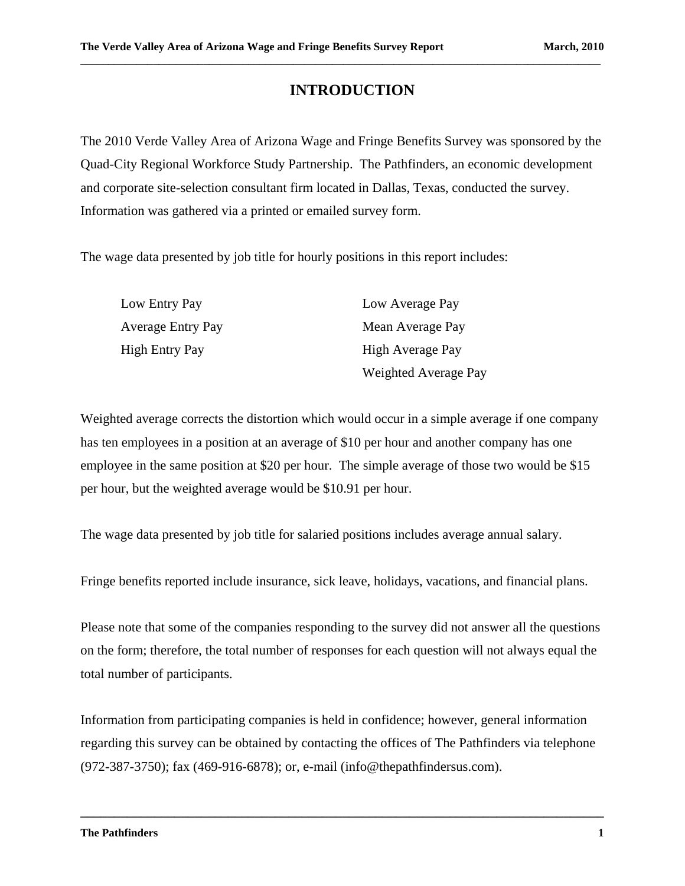# INTRODUCTION

The 2010 Verde Valley Area of Arizona Wage and Fringe Benefits Survey was sponsored by the Quad-City Regional Workforce Study Partnership. The Pathfinders, an economic development and corporate site-selection consultant firm located in Dallas, Texas, conducted the survey. Information was gathered via a printed or emailed survey form.

The wage data presented by job title for hourly positions in this report includes:

- Low Entry Pay
- Average Entry Pay
- High Entry Pay
- Low Average Pay
- Mean Average Pay
- High Average Pay
- Weighted Average Pay

Weighted average corrects the distortion which would occur in a simple average if one company has ten employees in a position at an average of $10 per hour and another company has one employee in the same position at $20 per hour. The simple average of those two would be $15 per hour, but the weighted average would be $10.91 per hour.

The wage data presented by job title for salaried positions includes average annual salary.

Fringe benefits reported include insurance, sick leave, holidays, vacations, and financial plans.

Please note that some of the companies responding to the survey did not answer all the questions on the form; therefore, the total number of responses for each question will not always equal the total number of participants.

Information from participating companies is held in confidence; however, general information regarding this survey can be obtained by contacting the offices of The Pathfinders via telephone (972-387-3750); fax (469-916-6878); or, e-mail (info@thepathfindersus.com).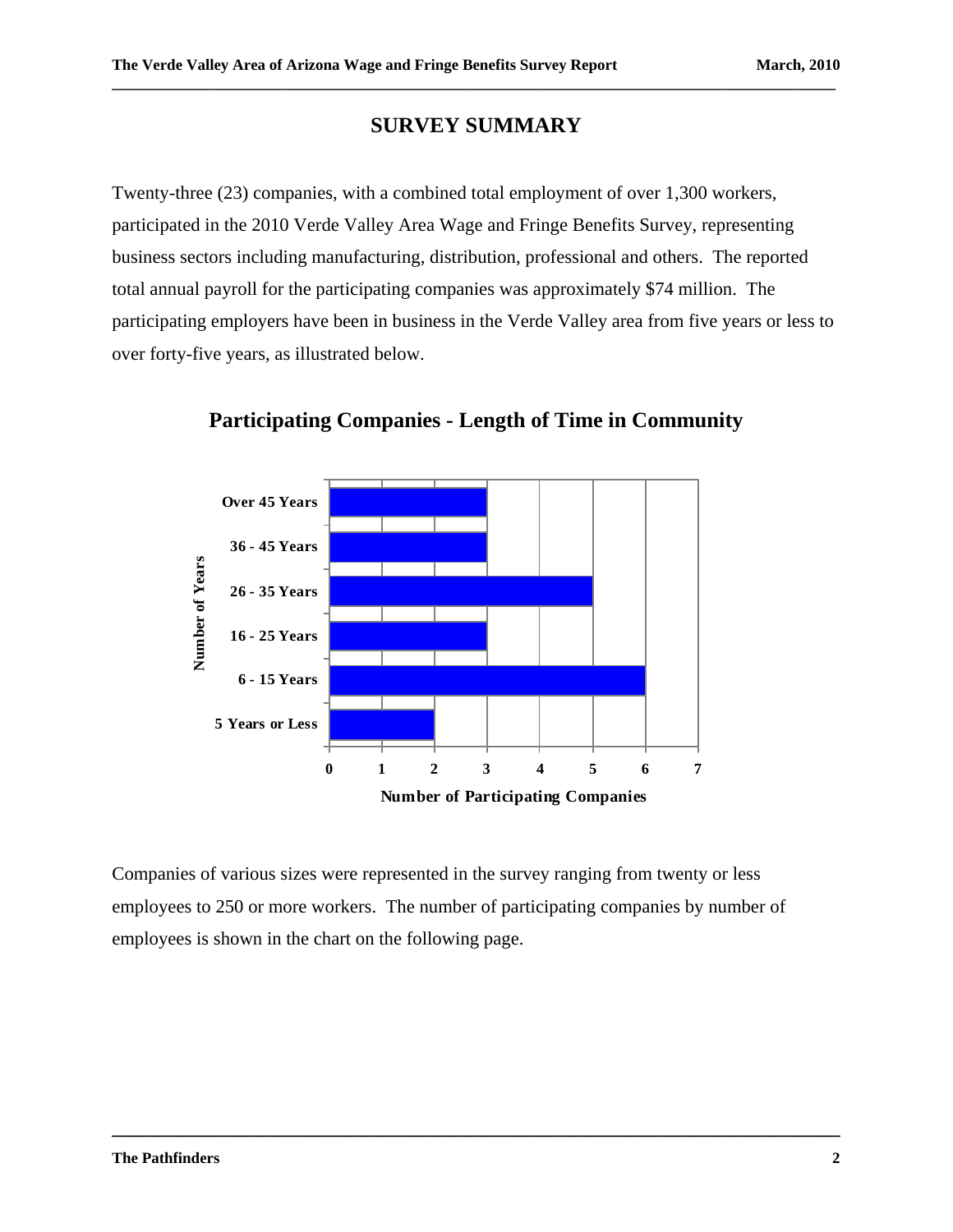## SURVEY SUMMARY

Twenty-three (23) companies, with a combined total employment of over 1,300 workers, participated in the 2010 Verde Valley Area Wage and Fringe Benefits Survey, representing business sectors including manufacturing, distribution, professional and others. The reported total annual payroll for the participating companies was approximately $74 million. The participating employers have been in business in the Verde Valley area from five years or less to over forty-five years, as illustrated below.

### Participating Companies - Length of Time in Community

| Number of Years | Number of Participating Companies |
| --- | --- |
| Over 45 Years | 3 |
| 36 - 45 Years | 3 |
| 26 - 35 Years | 5 |
| 16 - 25 Years | 3 |
| 6 - 15 Years | 6 |
| 5 Years or Less | 2 |

Companies of various sizes were represented in the survey ranging from twenty or less employees to 250 or more workers. The number of participating companies by number of employees is shown in the chart on the following page.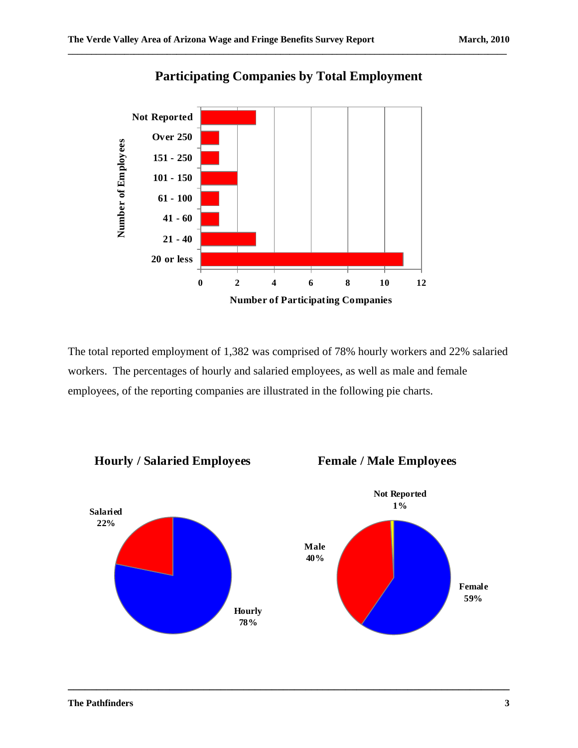## Participating Companies by Total Employment

| Number of Employees | Number of Participating Companies |
|---|---|
| Not Reported | 3 |
| Over 250 | 1 |
| 151 - 250 | 1 |
| 101 - 150 | 2 |
| 61 - 100 | 1 |
| 41 - 60 | 1 |
| 21 - 40 | 3 |
| 20 or less | 11 |

The total reported employment of 1,382 was comprised of 78% hourly workers and 22% salaried workers. The percentages of hourly and salaried employees, as well as male and female employees, of the reporting companies are illustrated in the following pie charts.

## Hourly / Salaried Employees

- Salaried 22%
- Hourly 78%

## Female / Male Employees

- Not Reported 1%
- Male 40%
- Female 59%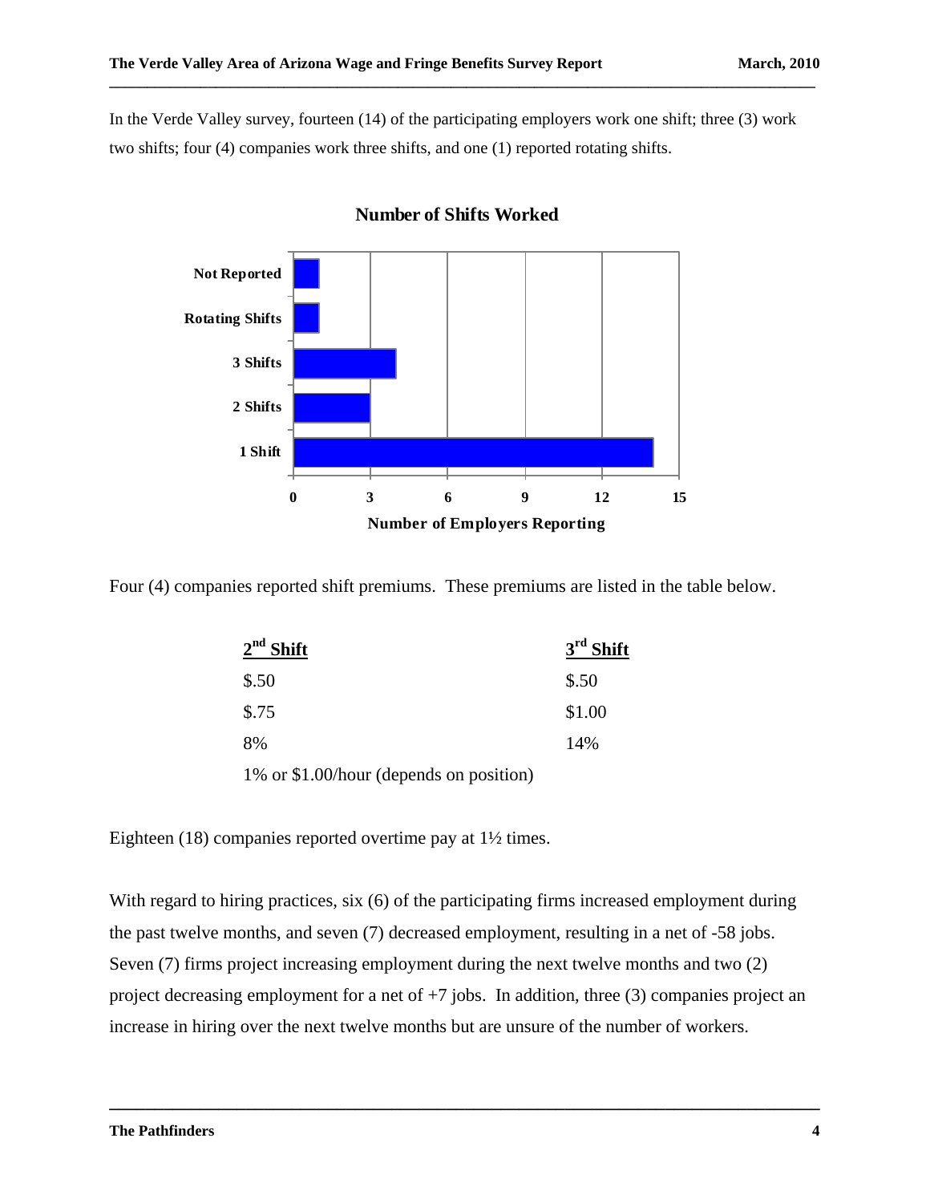In the Verde Valley survey, fourteen (14) of the participating employers work one shift; three (3) work two shifts; four (4) companies work three shifts, and one (1) reported rotating shifts.

**Number of Shifts Worked**

| Shifts | Number of Employers Reporting |
|---|---|
| Not Reported | 1 |
| Rotating Shifts | 1 |
| 3 Shifts | 4 |
| 2 Shifts | 3 |
| 1 Shift | 14 |

Four (4) companies reported shift premiums. These premiums are listed in the table below.

| 2nd Shift | 3rd Shift |
|---|---|
| $.50 | $.50 |
| $.75 | $1.00 |
| 8% | 14% |
| 1% or $1.00/hour (depends on position) | |

Eighteen (18) companies reported overtime pay at 1½ times.

With regard to hiring practices, six (6) of the participating firms increased employment during the past twelve months, and seven (7) decreased employment, resulting in a net of -58 jobs. Seven (7) firms project increasing employment during the next twelve months and two (2) project decreasing employment for a net of +7 jobs. In addition, three (3) companies project an increase in hiring over the next twelve months but are unsure of the number of workers.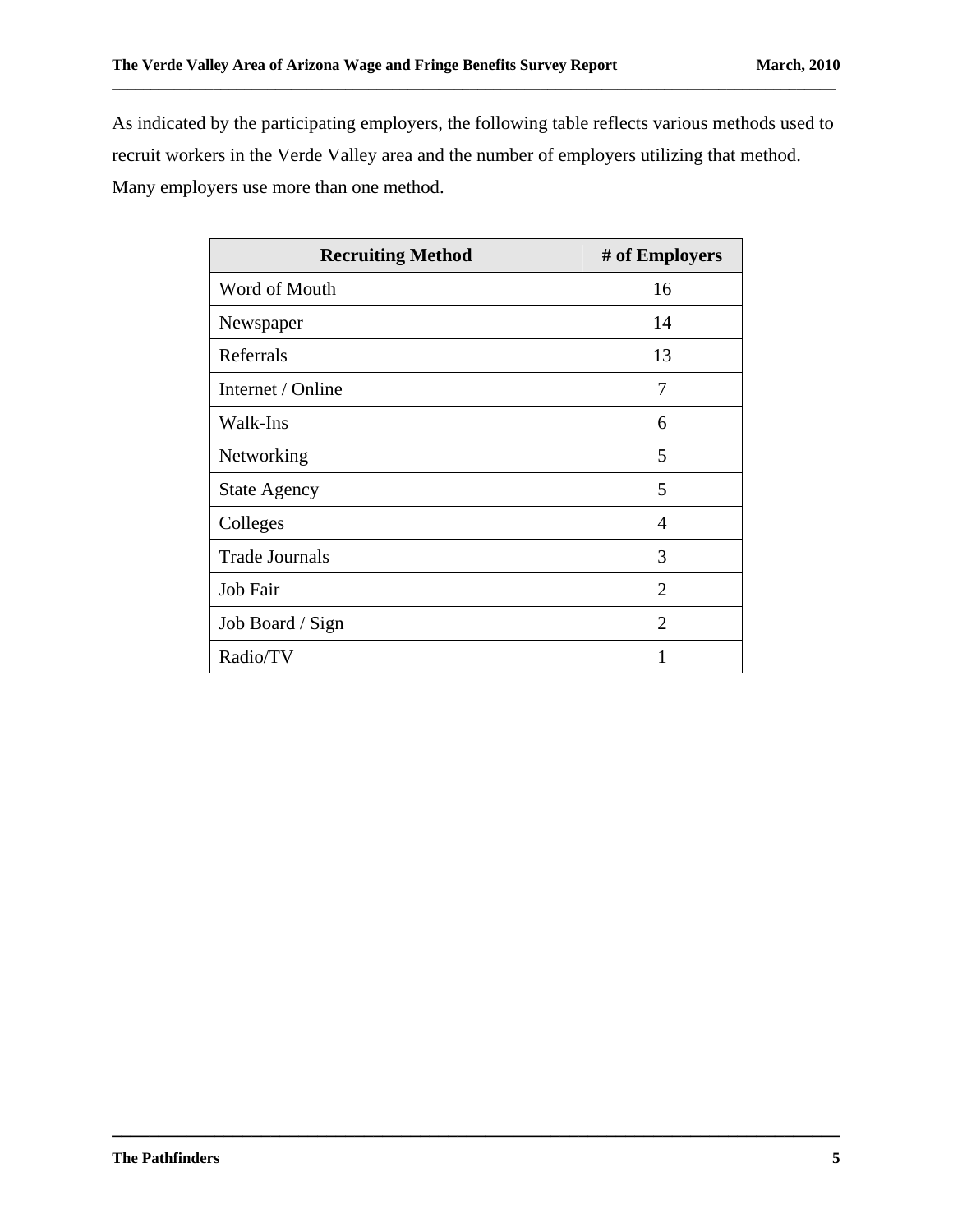As indicated by the participating employers, the following table reflects various methods used to recruit workers in the Verde Valley area and the number of employers utilizing that method. Many employers use more than one method.

| Recruiting Method | # of Employers |
|---|---|
| Word of Mouth | 16 |
| Newspaper | 14 |
| Referrals | 13 |
| Internet / Online | 7 |
| Walk-Ins | 6 |
| Networking | 5 |
| State Agency | 5 |
| Colleges | 4 |
| Trade Journals | 3 |
| Job Fair | 2 |
| Job Board / Sign | 2 |
| Radio/TV | 1 |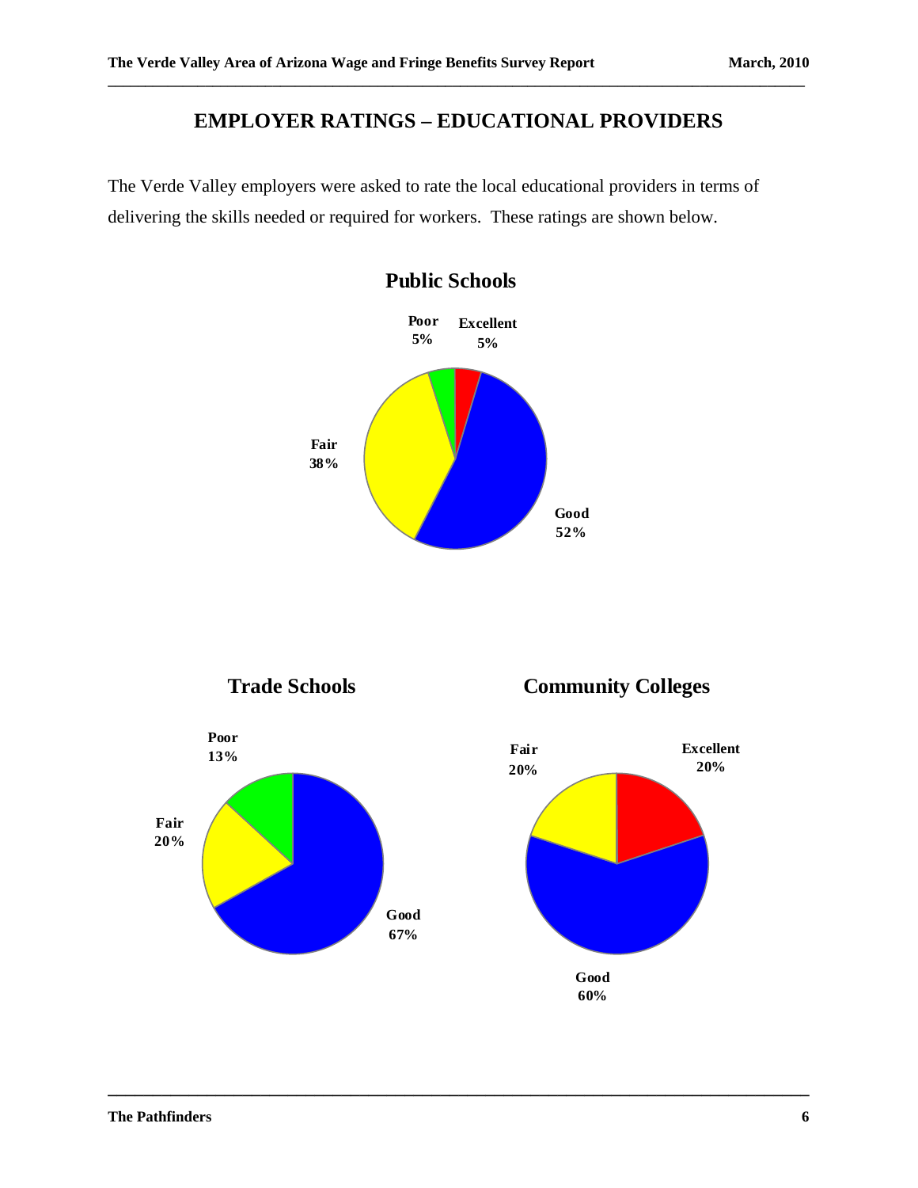# EMPLOYER RATINGS – EDUCATIONAL PROVIDERS

The Verde Valley employers were asked to rate the local educational providers in terms of delivering the skills needed or required for workers. These ratings are shown below.

## Public Schools

| Rating | Percent |
|---|---|
| Excellent | 5% |
| Good | 52% |
| Fair | 38% |
| Poor | 5% |

## Trade Schools

| Rating | Percent |
|---|---|
| Good | 67% |
| Fair | 20% |
| Poor | 13% |

## Community Colleges

| Rating | Percent |
|---|---|
| Excellent | 20% |
| Good | 60% |
| Fair | 20% |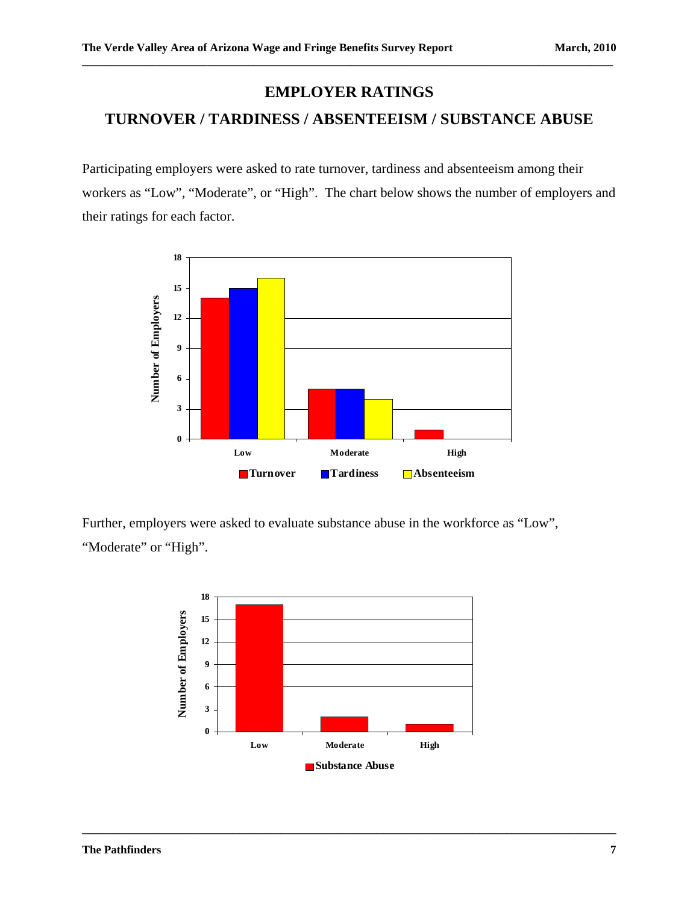# EMPLOYER RATINGS

## TURNOVER / TARDINESS / ABSENTEEISM / SUBSTANCE ABUSE

Participating employers were asked to rate turnover, tardiness and absenteeism among their workers as "Low", "Moderate", or "High". The chart below shows the number of employers and their ratings for each factor.

| Rating | Turnover | Tardiness | Absenteeism |
|---|---|---|---|
| Low | 14 | 15 | 16 |
| Moderate | 5 | 5 | 4 |
| High | 1 | 0 | 0 |

Further, employers were asked to evaluate substance abuse in the workforce as "Low", "Moderate" or "High".

| Rating | Substance Abuse |
|---|---|
| Low | 17 |
| Moderate | 2 |
| High | 1 |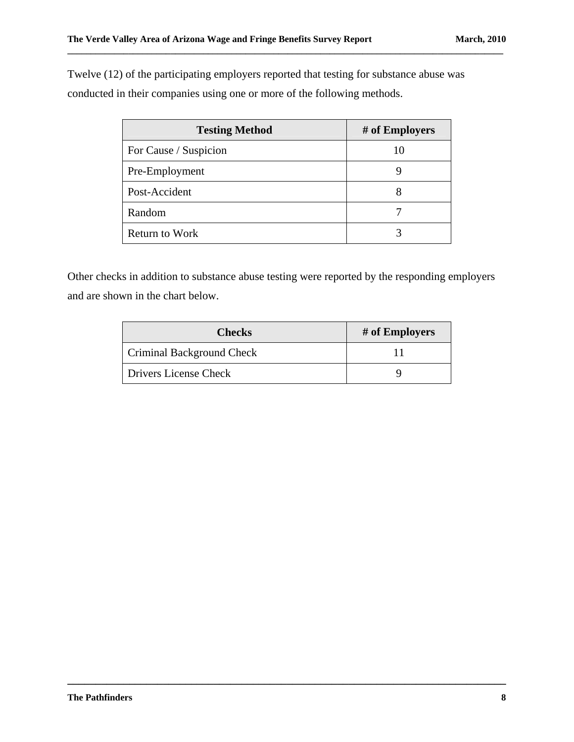Twelve (12) of the participating employers reported that testing for substance abuse was conducted in their companies using one or more of the following methods.

| Testing Method | # of Employers |
| --- | --- |
| For Cause / Suspicion | 10 |
| Pre-Employment | 9 |
| Post-Accident | 8 |
| Random | 7 |
| Return to Work | 3 |

Other checks in addition to substance abuse testing were reported by the responding employers and are shown in the chart below.

| Checks | # of Employers |
| --- | --- |
| Criminal Background Check | 11 |
| Drivers License Check | 9 |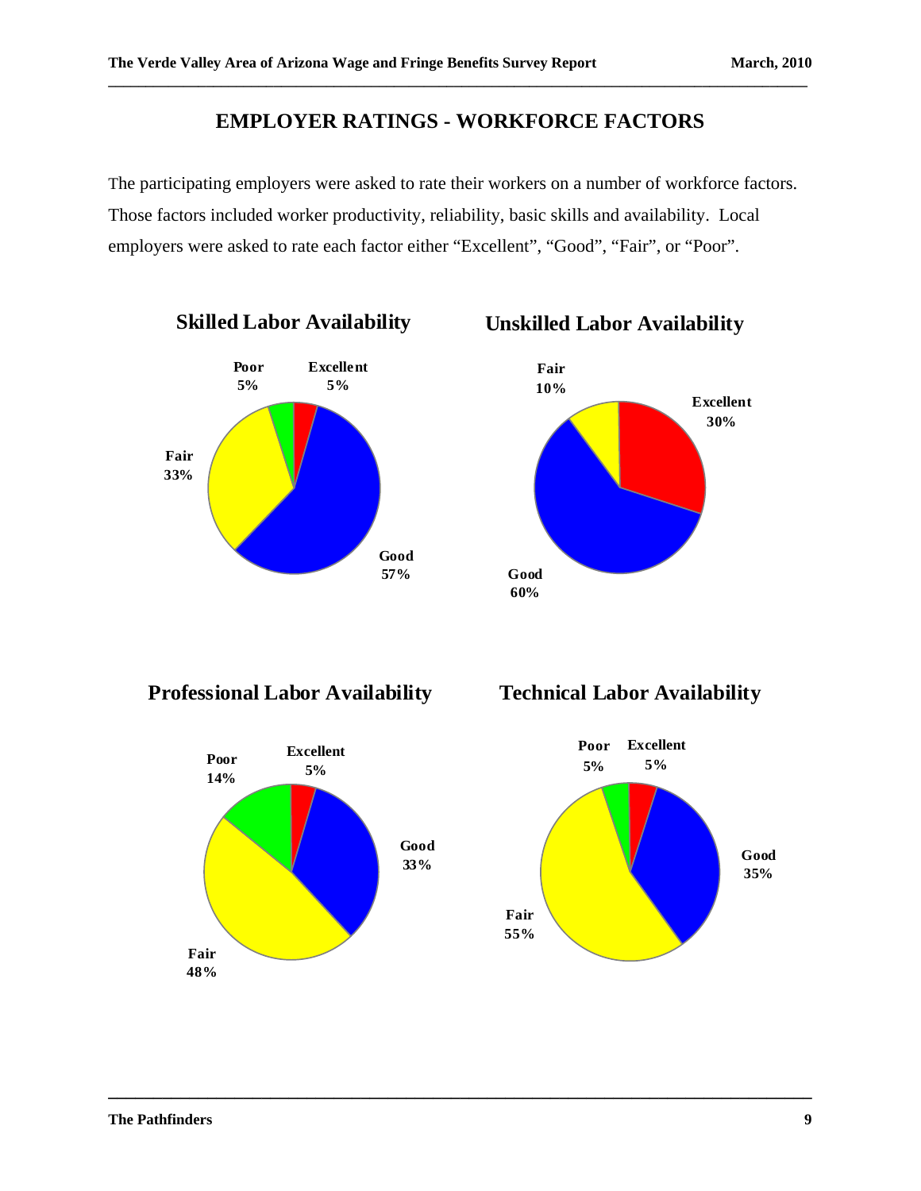# EMPLOYER RATINGS - WORKFORCE FACTORS

The participating employers were asked to rate their workers on a number of workforce factors. Those factors included worker productivity, reliability, basic skills and availability. Local employers were asked to rate each factor either "Excellent", "Good", "Fair", or "Poor".

**Skilled Labor Availability**

| Rating | Percent |
|---|---|
| Excellent | 5% |
| Good | 57% |
| Fair | 33% |
| Poor | 5% |

**Unskilled Labor Availability**

| Rating | Percent |
|---|---|
| Excellent | 30% |
| Good | 60% |
| Fair | 10% |

**Professional Labor Availability**

| Rating | Percent |
|---|---|
| Excellent | 5% |
| Good | 33% |
| Fair | 48% |
| Poor | 14% |

**Technical Labor Availability**

| Rating | Percent |
|---|---|
| Excellent | 5% |
| Good | 35% |
| Fair | 55% |
| Poor | 5% |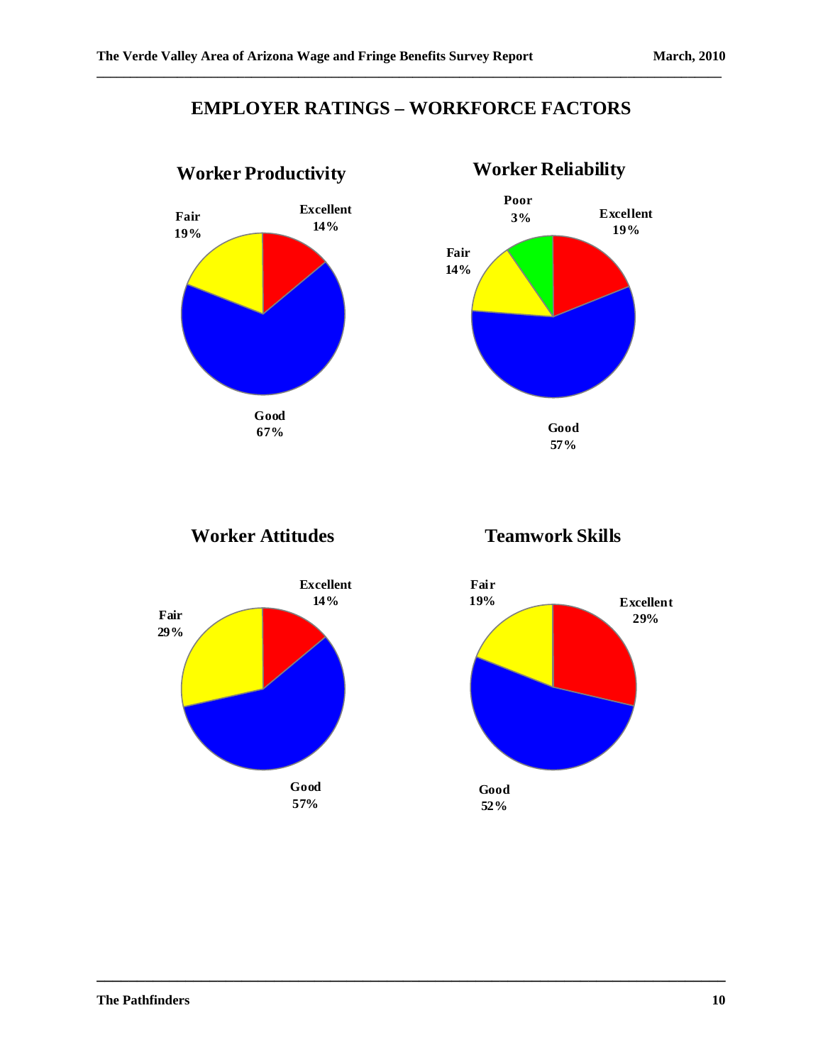# EMPLOYER RATINGS – WORKFORCE FACTORS

## Worker Productivity

| Rating | Percent |
|---|---|
| Excellent | 14% |
| Good | 67% |
| Fair | 19% |

## Worker Reliability

| Rating | Percent |
|---|---|
| Excellent | 19% |
| Good | 57% |
| Fair | 14% |
| Poor | 3% |

## Worker Attitudes

| Rating | Percent |
|---|---|
| Excellent | 14% |
| Good | 57% |
| Fair | 29% |

## Teamwork Skills

| Rating | Percent |
|---|---|
| Excellent | 29% |
| Good | 52% |
| Fair | 19% |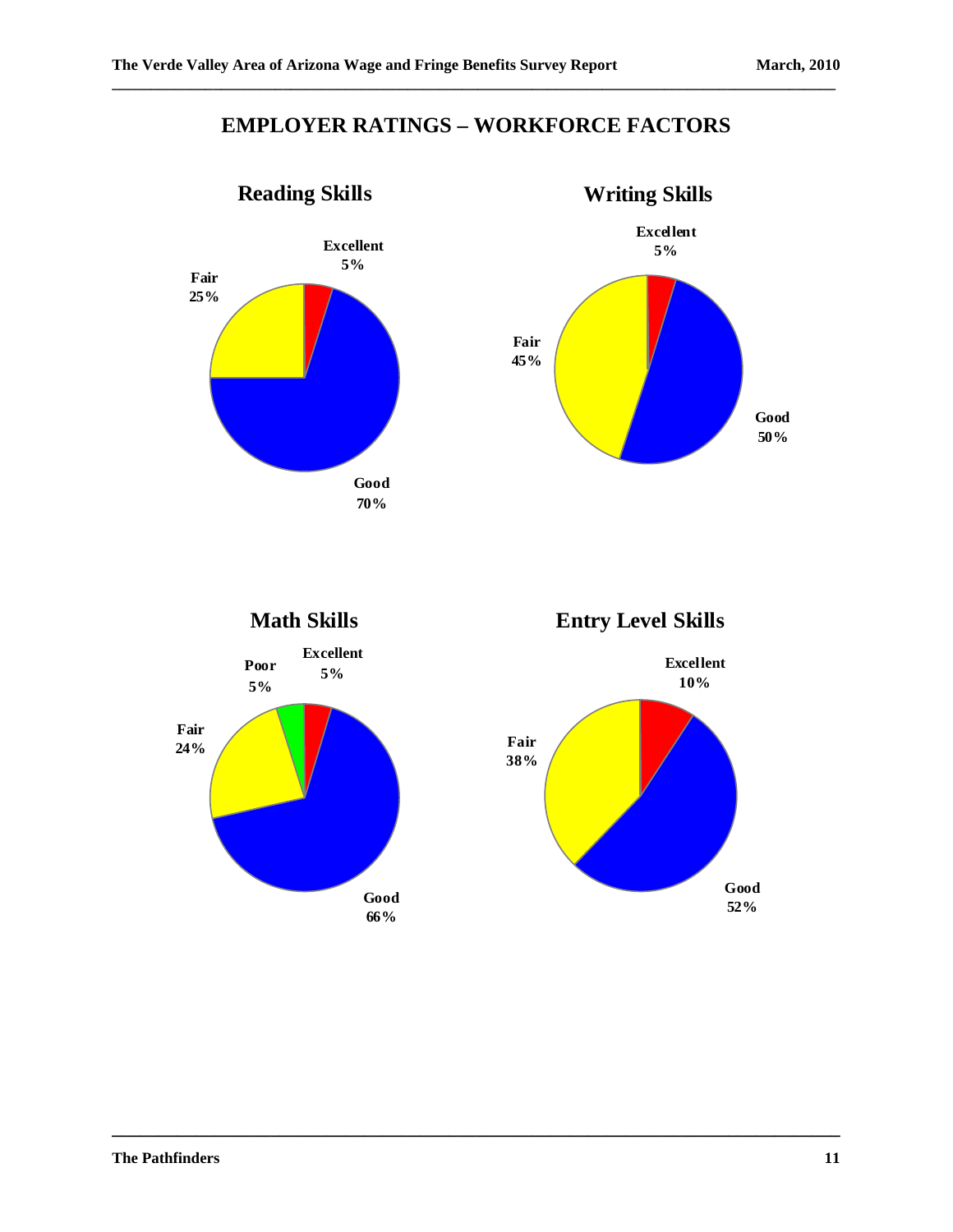# EMPLOYER RATINGS – WORKFORCE FACTORS

## Reading Skills

- Excellent 5%
- Good 70%
- Fair 25%

## Writing Skills

- Excellent 5%
- Good 50%
- Fair 45%

## Math Skills

- Excellent 5%
- Good 66%
- Fair 24%
- Poor 5%

## Entry Level Skills

- Excellent 10%
- Good 52%
- Fair 38%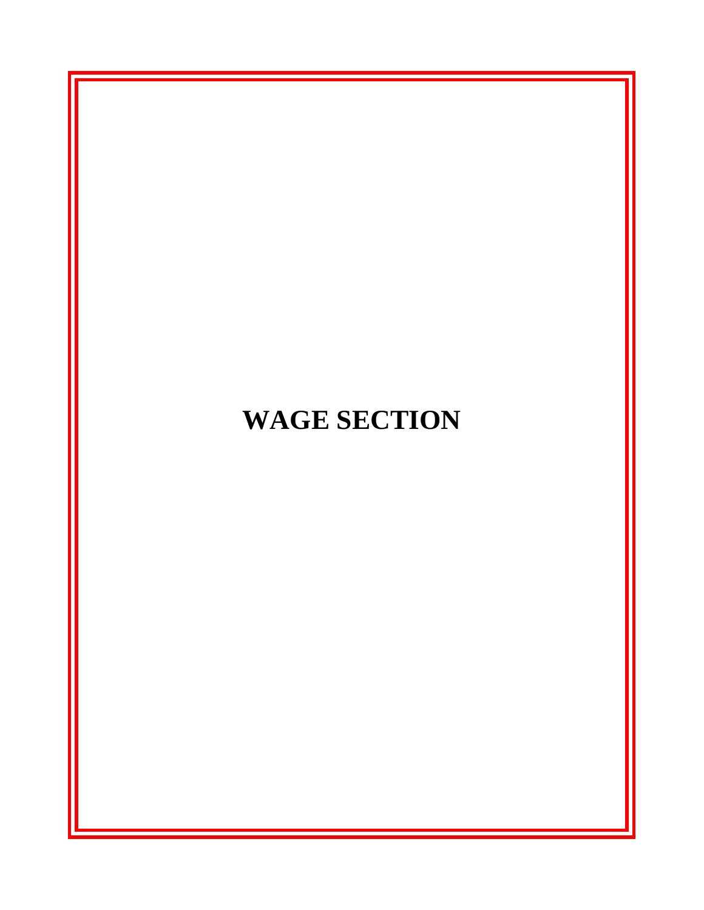# WAGE SECTION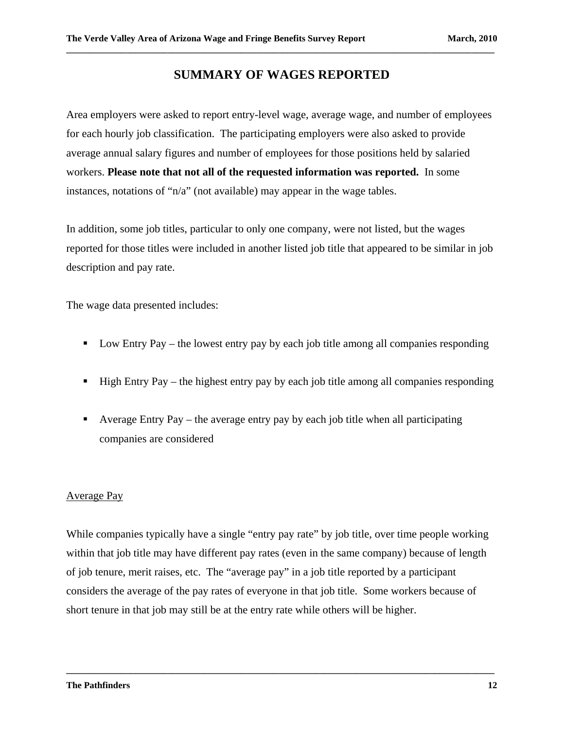# SUMMARY OF WAGES REPORTED

Area employers were asked to report entry-level wage, average wage, and number of employees for each hourly job classification. The participating employers were also asked to provide average annual salary figures and number of employees for those positions held by salaried workers. **Please note that not all of the requested information was reported.** In some instances, notations of "n/a" (not available) may appear in the wage tables.

In addition, some job titles, particular to only one company, were not listed, but the wages reported for those titles were included in another listed job title that appeared to be similar in job description and pay rate.

The wage data presented includes:

- Low Entry Pay – the lowest entry pay by each job title among all companies responding
- High Entry Pay – the highest entry pay by each job title among all companies responding
- Average Entry Pay – the average entry pay by each job title when all participating companies are considered

## Average Pay

While companies typically have a single "entry pay rate" by job title, over time people working within that job title may have different pay rates (even in the same company) because of length of job tenure, merit raises, etc. The "average pay" in a job title reported by a participant considers the average of the pay rates of everyone in that job title. Some workers because of short tenure in that job may still be at the entry rate while others will be higher.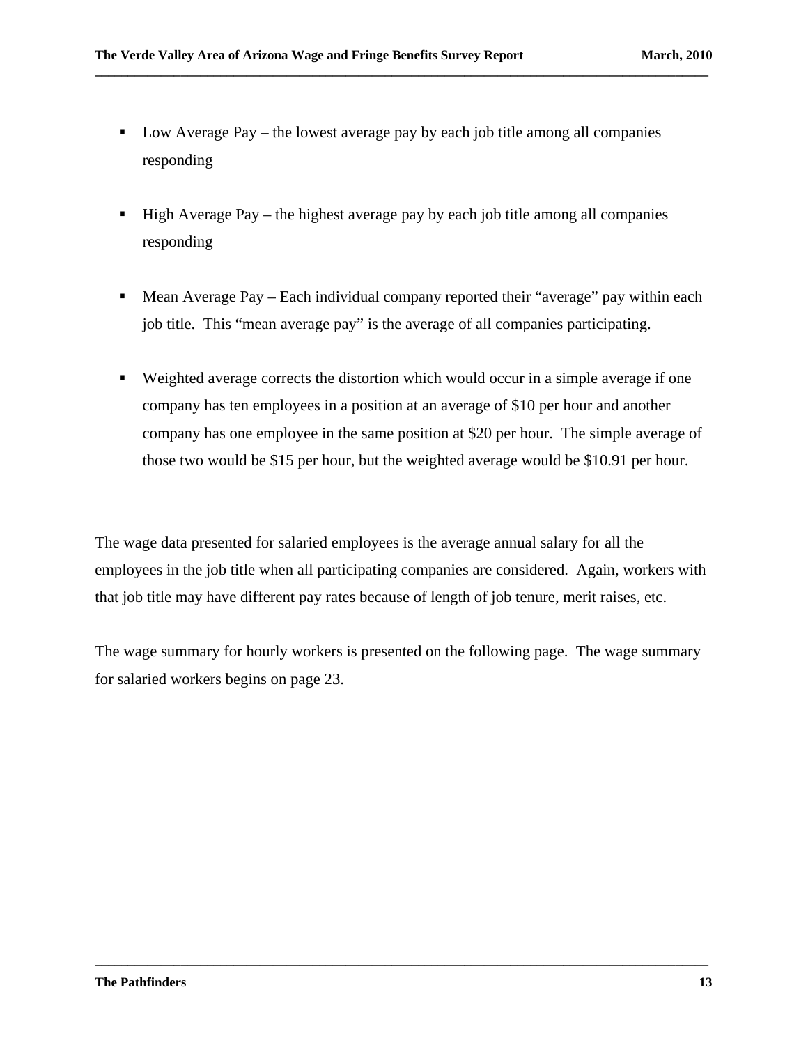- Low Average Pay – the lowest average pay by each job title among all companies responding

- High Average Pay – the highest average pay by each job title among all companies responding

- Mean Average Pay – Each individual company reported their "average" pay within each job title. This "mean average pay" is the average of all companies participating.

- Weighted average corrects the distortion which would occur in a simple average if one company has ten employees in a position at an average of $10 per hour and another company has one employee in the same position at $20 per hour. The simple average of those two would be $15 per hour, but the weighted average would be $10.91 per hour.

The wage data presented for salaried employees is the average annual salary for all the employees in the job title when all participating companies are considered. Again, workers with that job title may have different pay rates because of length of job tenure, merit raises, etc.

The wage summary for hourly workers is presented on the following page. The wage summary for salaried workers begins on page 23.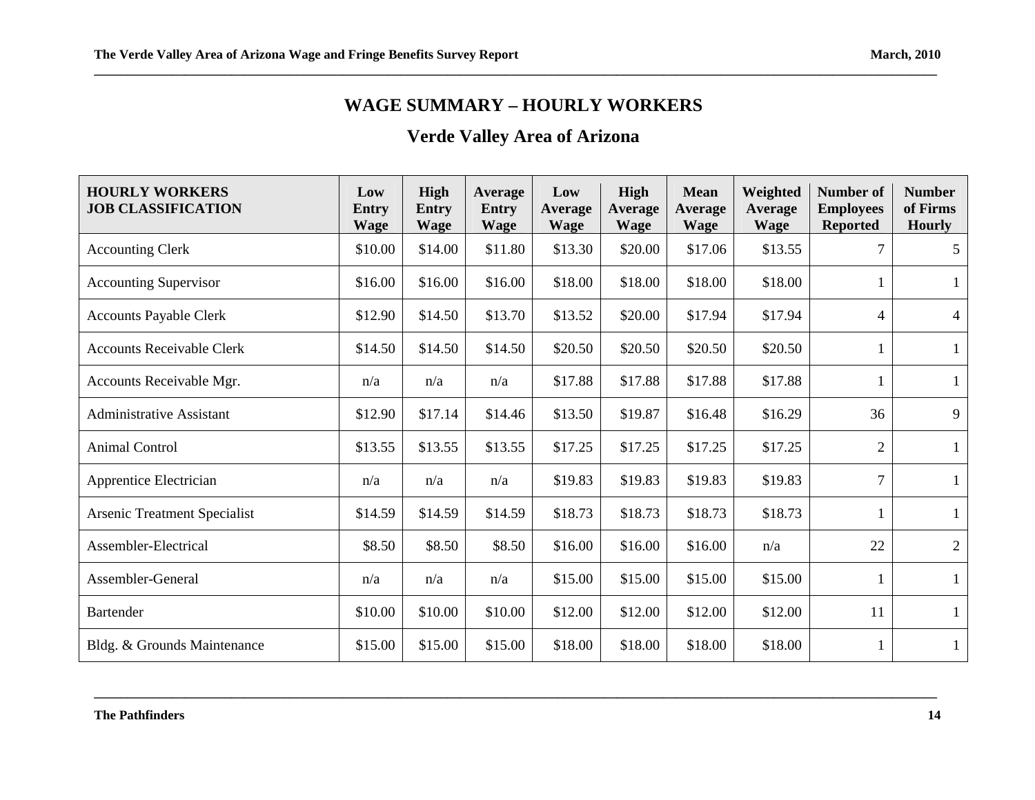## WAGE SUMMARY – HOURLY WORKERS

### Verde Valley Area of Arizona

| HOURLY WORKERS JOB CLASSIFICATION | Low Entry Wage | High Entry Wage | Average Entry Wage | Low Average Wage | High Average Wage | Mean Average Wage | Weighted Average Wage | Number of Employees Reported | Number of Firms Hourly |
|---|---|---|---|---|---|---|---|---|---|
| Accounting Clerk | $10.00 | $14.00 | $11.80 | $13.30 | $20.00 | $17.06 | $13.55 | 7 | 5 |
| Accounting Supervisor | $16.00 | $16.00 | $16.00 | $18.00 | $18.00 | $18.00 | $18.00 | 1 | 1 |
| Accounts Payable Clerk | $12.90 | $14.50 | $13.70 | $13.52 | $20.00 | $17.94 | $17.94 | 4 | 4 |
| Accounts Receivable Clerk | $14.50 | $14.50 | $14.50 | $20.50 | $20.50 | $20.50 | $20.50 | 1 | 1 |
| Accounts Receivable Mgr. | n/a | n/a | n/a | $17.88 | $17.88 | $17.88 | $17.88 | 1 | 1 |
| Administrative Assistant | $12.90 | $17.14 | $14.46 | $13.50 | $19.87 | $16.48 | $16.29 | 36 | 9 |
| Animal Control | $13.55 | $13.55 | $13.55 | $17.25 | $17.25 | $17.25 | $17.25 | 2 | 1 |
| Apprentice Electrician | n/a | n/a | n/a | $19.83 | $19.83 | $19.83 | $19.83 | 7 | 1 |
| Arsenic Treatment Specialist | $14.59 | $14.59 | $14.59 | $18.73 | $18.73 | $18.73 | $18.73 | 1 | 1 |
| Assembler-Electrical | $8.50 | $8.50 | $8.50 | $16.00 | $16.00 | $16.00 | n/a | 22 | 2 |
| Assembler-General | n/a | n/a | n/a | $15.00 | $15.00 | $15.00 | $15.00 | 1 | 1 |
| Bartender | $10.00 | $10.00 | $10.00 | $12.00 | $12.00 | $12.00 | $12.00 | 11 | 1 |
| Bldg. & Grounds Maintenance | $15.00 | $15.00 | $15.00 | $18.00 | $18.00 | $18.00 | $18.00 | 1 | 1 |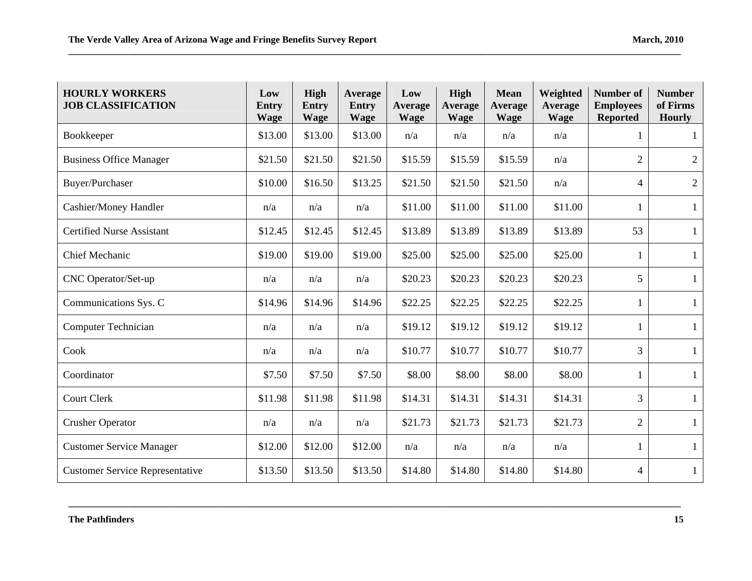| HOURLY WORKERS JOB CLASSIFICATION | Low Entry Wage | High Entry Wage | Average Entry Wage | Low Average Wage | High Average Wage | Mean Average Wage | Weighted Average Wage | Number of Employees Reported | Number of Firms Hourly |
|---|---|---|---|---|---|---|---|---|---|
| Bookkeeper | $13.00 | $13.00 | $13.00 | n/a | n/a | n/a | n/a | 1 | 1 |
| Business Office Manager | $21.50 | $21.50 | $21.50 | $15.59 | $15.59 | $15.59 | n/a | 2 | 2 |
| Buyer/Purchaser | $10.00 | $16.50 | $13.25 | $21.50 | $21.50 | $21.50 | n/a | 4 | 2 |
| Cashier/Money Handler | n/a | n/a | n/a | $11.00 | $11.00 | $11.00 | $11.00 | 1 | 1 |
| Certified Nurse Assistant | $12.45 | $12.45 | $12.45 | $13.89 | $13.89 | $13.89 | $13.89 | 53 | 1 |
| Chief Mechanic | $19.00 | $19.00 | $19.00 | $25.00 | $25.00 | $25.00 | $25.00 | 1 | 1 |
| CNC Operator/Set-up | n/a | n/a | n/a | $20.23 | $20.23 | $20.23 | $20.23 | 5 | 1 |
| Communications Sys. C | $14.96 | $14.96 | $14.96 | $22.25 | $22.25 | $22.25 | $22.25 | 1 | 1 |
| Computer Technician | n/a | n/a | n/a | $19.12 | $19.12 | $19.12 | $19.12 | 1 | 1 |
| Cook | n/a | n/a | n/a | $10.77 | $10.77 | $10.77 | $10.77 | 3 | 1 |
| Coordinator | $7.50 | $7.50 | $7.50 | $8.00 | $8.00 | $8.00 | $8.00 | 1 | 1 |
| Court Clerk | $11.98 | $11.98 | $11.98 | $14.31 | $14.31 | $14.31 | $14.31 | 3 | 1 |
| Crusher Operator | n/a | n/a | n/a | $21.73 | $21.73 | $21.73 | $21.73 | 2 | 1 |
| Customer Service Manager | $12.00 | $12.00 | $12.00 | n/a | n/a | n/a | n/a | 1 | 1 |
| Customer Service Representative | $13.50 | $13.50 | $13.50 | $14.80 | $14.80 | $14.80 | $14.80 | 4 | 1 |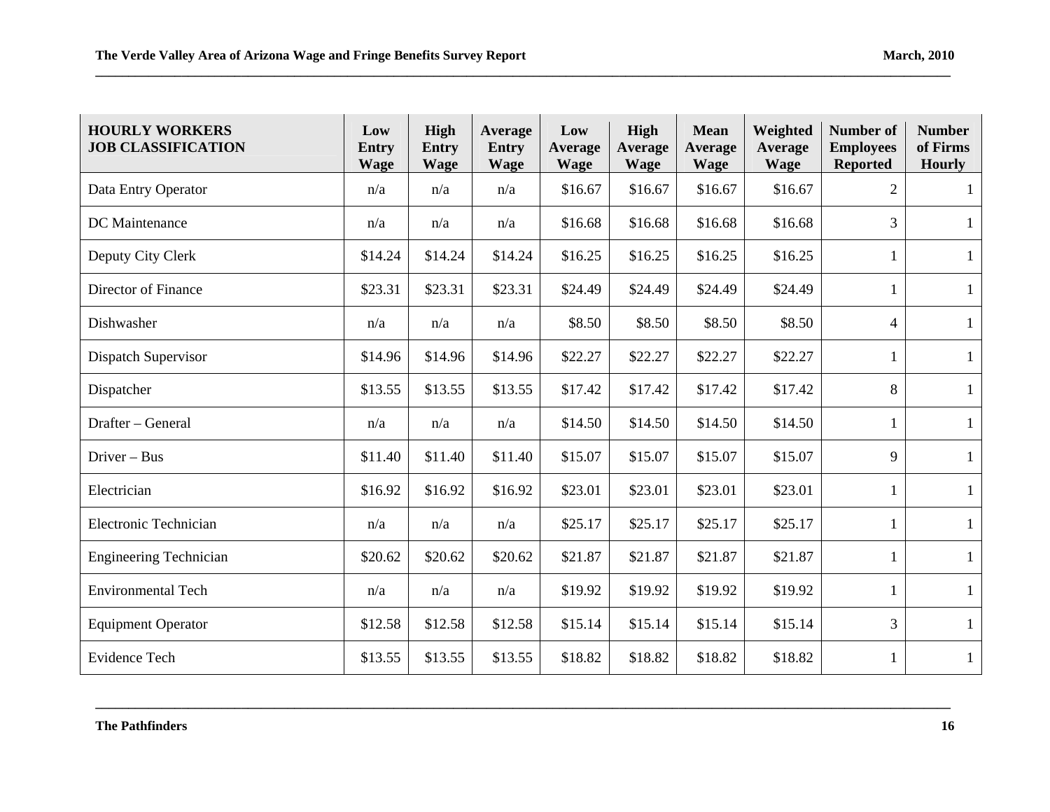| HOURLY WORKERS JOB CLASSIFICATION | Low Entry Wage | High Entry Wage | Average Entry Wage | Low Average Wage | High Average Wage | Mean Average Wage | Weighted Average Wage | Number of Employees Reported | Number of Firms Hourly |
|---|---|---|---|---|---|---|---|---|---|
| Data Entry Operator | n/a | n/a | n/a | $16.67 | $16.67 | $16.67 | $16.67 | 2 | 1 |
| DC Maintenance | n/a | n/a | n/a | $16.68 | $16.68 | $16.68 | $16.68 | 3 | 1 |
| Deputy City Clerk | $14.24 | $14.24 | $14.24 | $16.25 | $16.25 | $16.25 | $16.25 | 1 | 1 |
| Director of Finance | $23.31 | $23.31 | $23.31 | $24.49 | $24.49 | $24.49 | $24.49 | 1 | 1 |
| Dishwasher | n/a | n/a | n/a | $8.50 | $8.50 | $8.50 | $8.50 | 4 | 1 |
| Dispatch Supervisor | $14.96 | $14.96 | $14.96 | $22.27 | $22.27 | $22.27 | $22.27 | 1 | 1 |
| Dispatcher | $13.55 | $13.55 | $13.55 | $17.42 | $17.42 | $17.42 | $17.42 | 8 | 1 |
| Drafter – General | n/a | n/a | n/a | $14.50 | $14.50 | $14.50 | $14.50 | 1 | 1 |
| Driver – Bus | $11.40 | $11.40 | $11.40 | $15.07 | $15.07 | $15.07 | $15.07 | 9 | 1 |
| Electrician | $16.92 | $16.92 | $16.92 | $23.01 | $23.01 | $23.01 | $23.01 | 1 | 1 |
| Electronic Technician | n/a | n/a | n/a | $25.17 | $25.17 | $25.17 | $25.17 | 1 | 1 |
| Engineering Technician | $20.62 | $20.62 | $20.62 | $21.87 | $21.87 | $21.87 | $21.87 | 1 | 1 |
| Environmental Tech | n/a | n/a | n/a | $19.92 | $19.92 | $19.92 | $19.92 | 1 | 1 |
| Equipment Operator | $12.58 | $12.58 | $12.58 | $15.14 | $15.14 | $15.14 | $15.14 | 3 | 1 |
| Evidence Tech | $13.55 | $13.55 | $13.55 | $18.82 | $18.82 | $18.82 | $18.82 | 1 | 1 |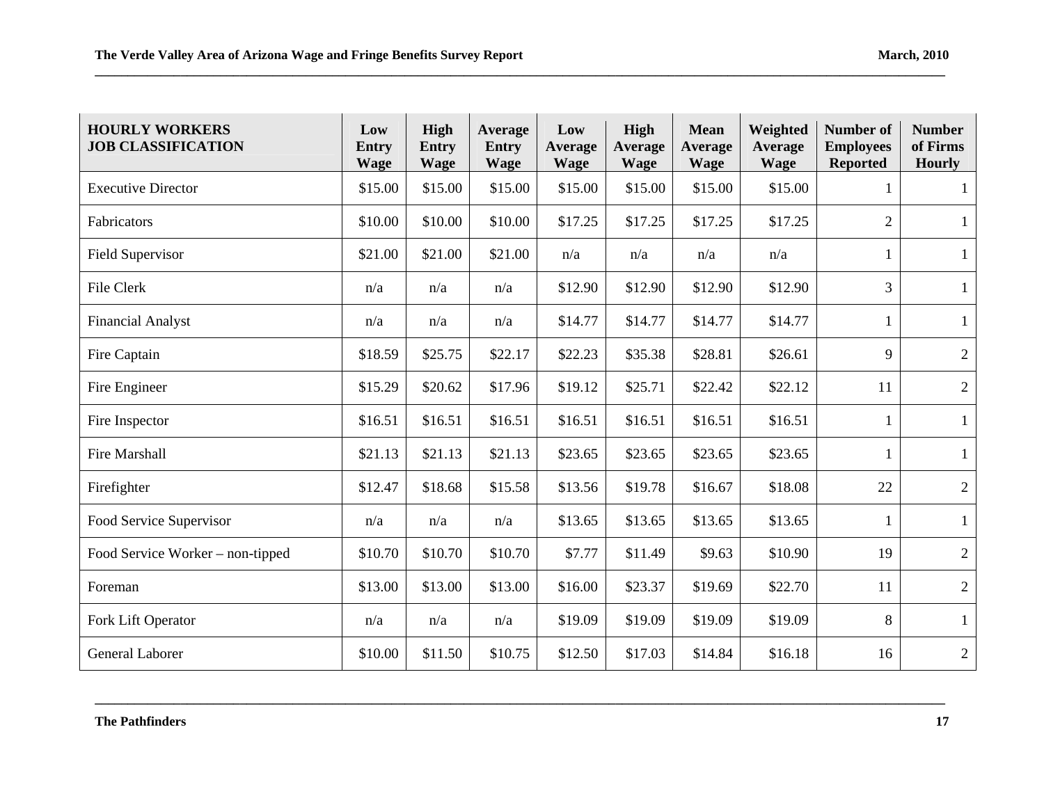| HOURLY WORKERS JOB CLASSIFICATION | Low Entry Wage | High Entry Wage | Average Entry Wage | Low Average Wage | High Average Wage | Mean Average Wage | Weighted Average Wage | Number of Employees Reported | Number of Firms Hourly |
|---|---|---|---|---|---|---|---|---|---|
| Executive Director | $15.00 | $15.00 | $15.00 | $15.00 | $15.00 | $15.00 | $15.00 | 1 | 1 |
| Fabricators | $10.00 | $10.00 | $10.00 | $17.25 | $17.25 | $17.25 | $17.25 | 2 | 1 |
| Field Supervisor | $21.00 | $21.00 | $21.00 | n/a | n/a | n/a | n/a | 1 | 1 |
| File Clerk | n/a | n/a | n/a | $12.90 | $12.90 | $12.90 | $12.90 | 3 | 1 |
| Financial Analyst | n/a | n/a | n/a | $14.77 | $14.77 | $14.77 | $14.77 | 1 | 1 |
| Fire Captain | $18.59 | $25.75 | $22.17 | $22.23 | $35.38 | $28.81 | $26.61 | 9 | 2 |
| Fire Engineer | $15.29 | $20.62 | $17.96 | $19.12 | $25.71 | $22.42 | $22.12 | 11 | 2 |
| Fire Inspector | $16.51 | $16.51 | $16.51 | $16.51 | $16.51 | $16.51 | $16.51 | 1 | 1 |
| Fire Marshall | $21.13 | $21.13 | $21.13 | $23.65 | $23.65 | $23.65 | $23.65 | 1 | 1 |
| Firefighter | $12.47 | $18.68 | $15.58 | $13.56 | $19.78 | $16.67 | $18.08 | 22 | 2 |
| Food Service Supervisor | n/a | n/a | n/a | $13.65 | $13.65 | $13.65 | $13.65 | 1 | 1 |
| Food Service Worker – non-tipped | $10.70 | $10.70 | $10.70 | $7.77 | $11.49 | $9.63 | $10.90 | 19 | 2 |
| Foreman | $13.00 | $13.00 | $13.00 | $16.00 | $23.37 | $19.69 | $22.70 | 11 | 2 |
| Fork Lift Operator | n/a | n/a | n/a | $19.09 | $19.09 | $19.09 | $19.09 | 8 | 1 |
| General Laborer | $10.00 | $11.50 | $10.75 | $12.50 | $17.03 | $14.84 | $16.18 | 16 | 2 |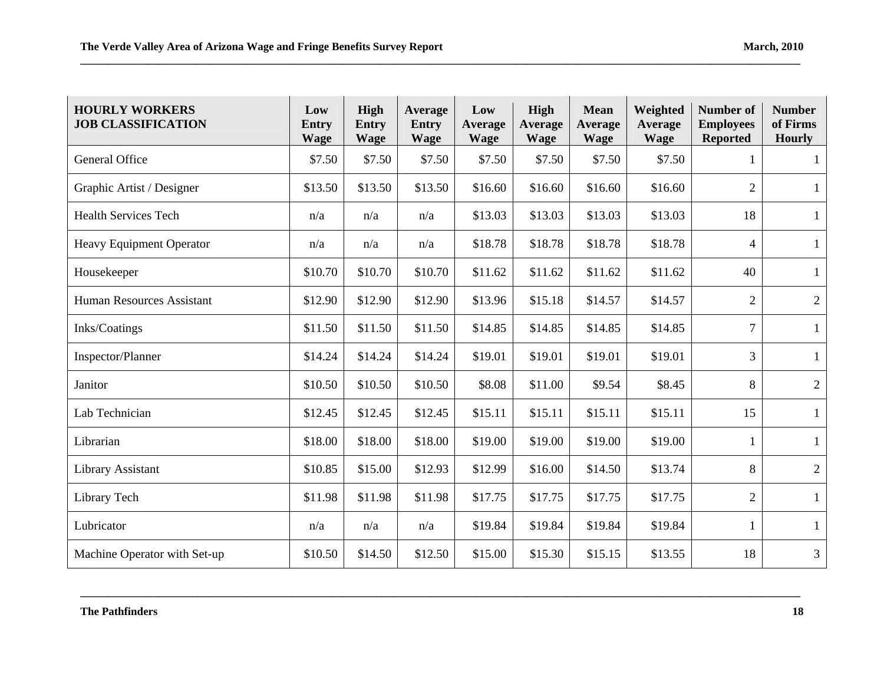| HOURLY WORKERS JOB CLASSIFICATION | Low Entry Wage | High Entry Wage | Average Entry Wage | Low Average Wage | High Average Wage | Mean Average Wage | Weighted Average Wage | Number of Employees Reported | Number of Firms Hourly |
|---|---|---|---|---|---|---|---|---|---|
| General Office | $7.50 | $7.50 | $7.50 | $7.50 | $7.50 | $7.50 | $7.50 | 1 | 1 |
| Graphic Artist / Designer | $13.50 | $13.50 | $13.50 | $16.60 | $16.60 | $16.60 | $16.60 | 2 | 1 |
| Health Services Tech | n/a | n/a | n/a | $13.03 | $13.03 | $13.03 | $13.03 | 18 | 1 |
| Heavy Equipment Operator | n/a | n/a | n/a | $18.78 | $18.78 | $18.78 | $18.78 | 4 | 1 |
| Housekeeper | $10.70 | $10.70 | $10.70 | $11.62 | $11.62 | $11.62 | $11.62 | 40 | 1 |
| Human Resources Assistant | $12.90 | $12.90 | $12.90 | $13.96 | $15.18 | $14.57 | $14.57 | 2 | 2 |
| Inks/Coatings | $11.50 | $11.50 | $11.50 | $14.85 | $14.85 | $14.85 | $14.85 | 7 | 1 |
| Inspector/Planner | $14.24 | $14.24 | $14.24 | $19.01 | $19.01 | $19.01 | $19.01 | 3 | 1 |
| Janitor | $10.50 | $10.50 | $10.50 | $8.08 | $11.00 | $9.54 | $8.45 | 8 | 2 |
| Lab Technician | $12.45 | $12.45 | $12.45 | $15.11 | $15.11 | $15.11 | $15.11 | 15 | 1 |
| Librarian | $18.00 | $18.00 | $18.00 | $19.00 | $19.00 | $19.00 | $19.00 | 1 | 1 |
| Library Assistant | $10.85 | $15.00 | $12.93 | $12.99 | $16.00 | $14.50 | $13.74 | 8 | 2 |
| Library Tech | $11.98 | $11.98 | $11.98 | $17.75 | $17.75 | $17.75 | $17.75 | 2 | 1 |
| Lubricator | n/a | n/a | n/a | $19.84 | $19.84 | $19.84 | $19.84 | 1 | 1 |
| Machine Operator with Set-up | $10.50 | $14.50 | $12.50 | $15.00 | $15.30 | $15.15 | $13.55 | 18 | 3 |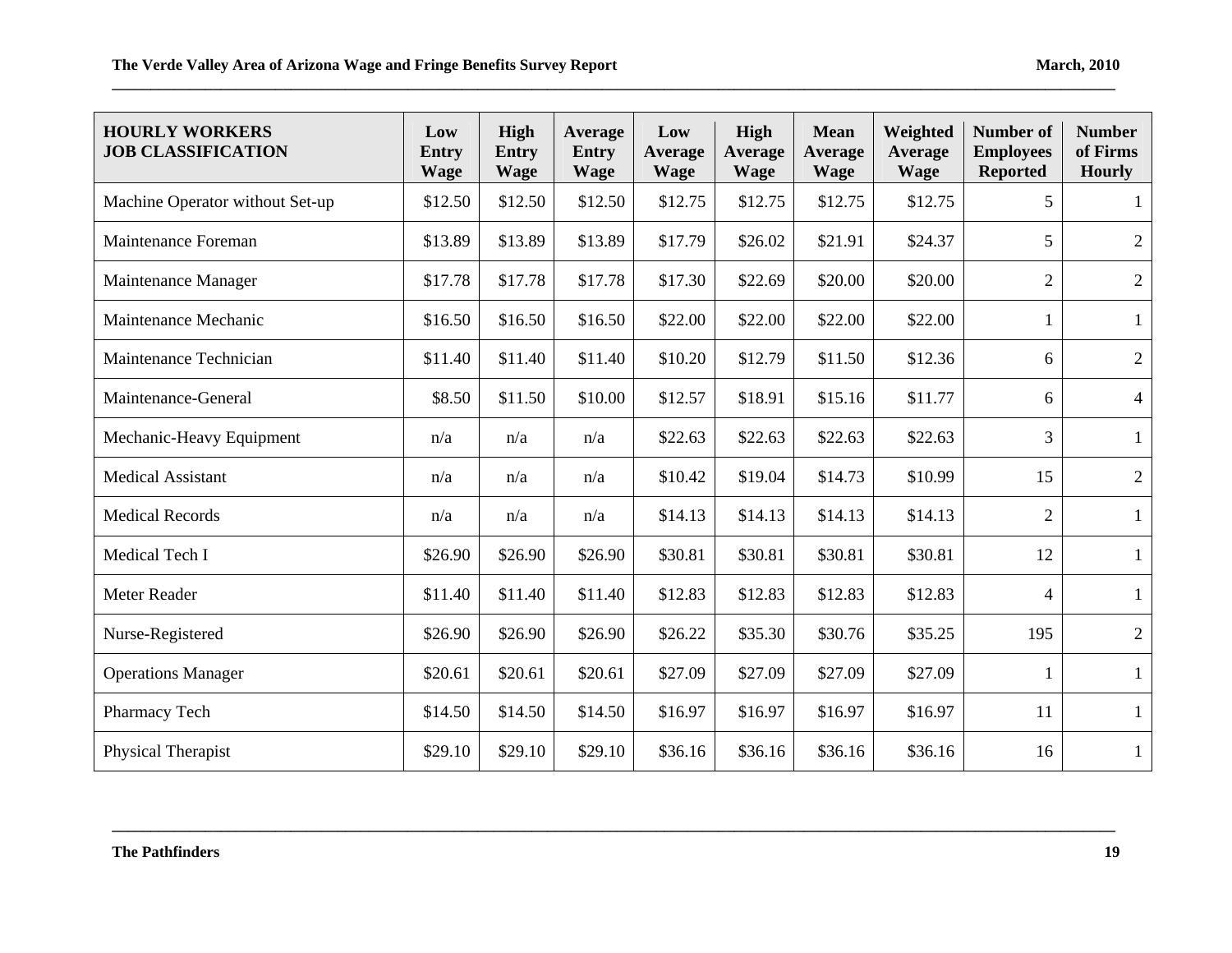| HOURLY WORKERS<br>JOB CLASSIFICATION | Low Entry Wage | High Entry Wage | Average Entry Wage | Low Average Wage | High Average Wage | Mean Average Wage | Weighted Average Wage | Number of Employees Reported | Number of Firms Hourly |
|---|---|---|---|---|---|---|---|---|---|
| Machine Operator without Set-up | $12.50 | $12.50 | $12.50 | $12.75 | $12.75 | $12.75 | $12.75 | 5 | 1 |
| Maintenance Foreman | $13.89 | $13.89 | $13.89 | $17.79 | $26.02 | $21.91 | $24.37 | 5 | 2 |
| Maintenance Manager | $17.78 | $17.78 | $17.78 | $17.30 | $22.69 | $20.00 | $20.00 | 2 | 2 |
| Maintenance Mechanic | $16.50 | $16.50 | $16.50 | $22.00 | $22.00 | $22.00 | $22.00 | 1 | 1 |
| Maintenance Technician | $11.40 | $11.40 | $11.40 | $10.20 | $12.79 | $11.50 | $12.36 | 6 | 2 |
| Maintenance-General | $8.50 | $11.50 | $10.00 | $12.57 | $18.91 | $15.16 | $11.77 | 6 | 4 |
| Mechanic-Heavy Equipment | n/a | n/a | n/a | $22.63 | $22.63 | $22.63 | $22.63 | 3 | 1 |
| Medical Assistant | n/a | n/a | n/a | $10.42 | $19.04 | $14.73 | $10.99 | 15 | 2 |
| Medical Records | n/a | n/a | n/a | $14.13 | $14.13 | $14.13 | $14.13 | 2 | 1 |
| Medical Tech I | $26.90 | $26.90 | $26.90 | $30.81 | $30.81 | $30.81 | $30.81 | 12 | 1 |
| Meter Reader | $11.40 | $11.40 | $11.40 | $12.83 | $12.83 | $12.83 | $12.83 | 4 | 1 |
| Nurse-Registered | $26.90 | $26.90 | $26.90 | $26.22 | $35.30 | $30.76 | $35.25 | 195 | 2 |
| Operations Manager | $20.61 | $20.61 | $20.61 | $27.09 | $27.09 | $27.09 | $27.09 | 1 | 1 |
| Pharmacy Tech | $14.50 | $14.50 | $14.50 | $16.97 | $16.97 | $16.97 | $16.97 | 11 | 1 |
| Physical Therapist | $29.10 | $29.10 | $29.10 | $36.16 | $36.16 | $36.16 | $36.16 | 16 | 1 |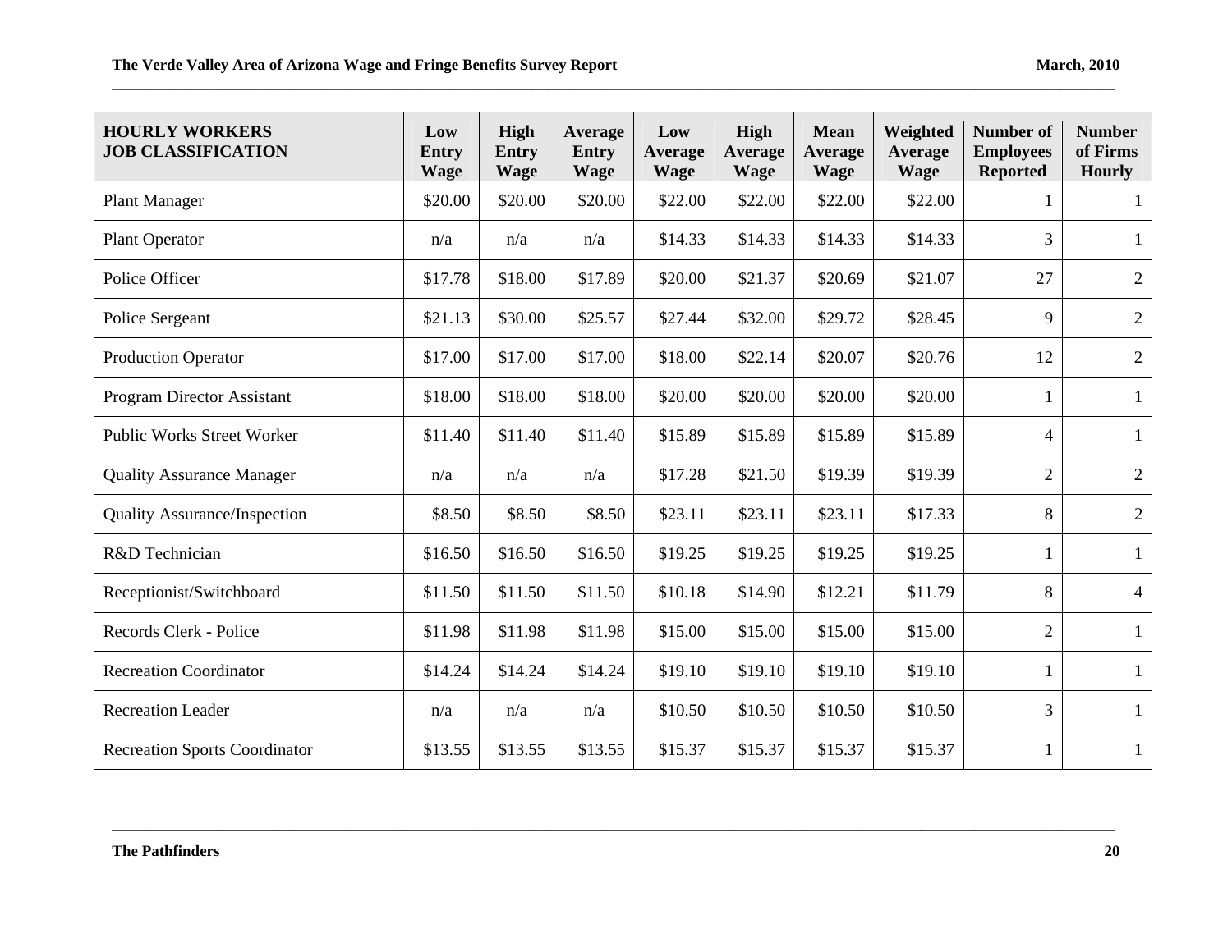| HOURLY WORKERS JOB CLASSIFICATION | Low Entry Wage | High Entry Wage | Average Entry Wage | Low Average Wage | High Average Wage | Mean Average Wage | Weighted Average Wage | Number of Employees Reported | Number of Firms Hourly |
|---|---|---|---|---|---|---|---|---|---|
| Plant Manager | $20.00 | $20.00 | $20.00 | $22.00 | $22.00 | $22.00 | $22.00 | 1 | 1 |
| Plant Operator | n/a | n/a | n/a | $14.33 | $14.33 | $14.33 | $14.33 | 3 | 1 |
| Police Officer | $17.78 | $18.00 | $17.89 | $20.00 | $21.37 | $20.69 | $21.07 | 27 | 2 |
| Police Sergeant | $21.13 | $30.00 | $25.57 | $27.44 | $32.00 | $29.72 | $28.45 | 9 | 2 |
| Production Operator | $17.00 | $17.00 | $17.00 | $18.00 | $22.14 | $20.07 | $20.76 | 12 | 2 |
| Program Director Assistant | $18.00 | $18.00 | $18.00 | $20.00 | $20.00 | $20.00 | $20.00 | 1 | 1 |
| Public Works Street Worker | $11.40 | $11.40 | $11.40 | $15.89 | $15.89 | $15.89 | $15.89 | 4 | 1 |
| Quality Assurance Manager | n/a | n/a | n/a | $17.28 | $21.50 | $19.39 | $19.39 | 2 | 2 |
| Quality Assurance/Inspection | $8.50 | $8.50 | $8.50 | $23.11 | $23.11 | $23.11 | $17.33 | 8 | 2 |
| R&D Technician | $16.50 | $16.50 | $16.50 | $19.25 | $19.25 | $19.25 | $19.25 | 1 | 1 |
| Receptionist/Switchboard | $11.50 | $11.50 | $11.50 | $10.18 | $14.90 | $12.21 | $11.79 | 8 | 4 |
| Records Clerk - Police | $11.98 | $11.98 | $11.98 | $15.00 | $15.00 | $15.00 | $15.00 | 2 | 1 |
| Recreation Coordinator | $14.24 | $14.24 | $14.24 | $19.10 | $19.10 | $19.10 | $19.10 | 1 | 1 |
| Recreation Leader | n/a | n/a | n/a | $10.50 | $10.50 | $10.50 | $10.50 | 3 | 1 |
| Recreation Sports Coordinator | $13.55 | $13.55 | $13.55 | $15.37 | $15.37 | $15.37 | $15.37 | 1 | 1 |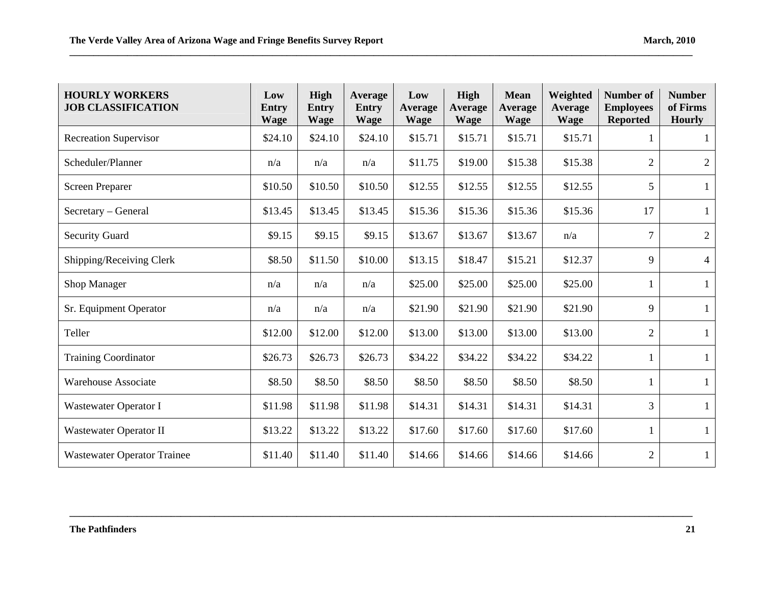| HOURLY WORKERS JOB CLASSIFICATION | Low Entry Wage | High Entry Wage | Average Entry Wage | Low Average Wage | High Average Wage | Mean Average Wage | Weighted Average Wage | Number of Employees Reported | Number of Firms Hourly |
|---|---|---|---|---|---|---|---|---|---|
| Recreation Supervisor | $24.10 | $24.10 | $24.10 | $15.71 | $15.71 | $15.71 | $15.71 | 1 | 1 |
| Scheduler/Planner | n/a | n/a | n/a | $11.75 | $19.00 | $15.38 | $15.38 | 2 | 2 |
| Screen Preparer | $10.50 | $10.50 | $10.50 | $12.55 | $12.55 | $12.55 | $12.55 | 5 | 1 |
| Secretary – General | $13.45 | $13.45 | $13.45 | $15.36 | $15.36 | $15.36 | $15.36 | 17 | 1 |
| Security Guard | $9.15 | $9.15 | $9.15 | $13.67 | $13.67 | $13.67 | n/a | 7 | 2 |
| Shipping/Receiving Clerk | $8.50 | $11.50 | $10.00 | $13.15 | $18.47 | $15.21 | $12.37 | 9 | 4 |
| Shop Manager | n/a | n/a | n/a | $25.00 | $25.00 | $25.00 | $25.00 | 1 | 1 |
| Sr. Equipment Operator | n/a | n/a | n/a | $21.90 | $21.90 | $21.90 | $21.90 | 9 | 1 |
| Teller | $12.00 | $12.00 | $12.00 | $13.00 | $13.00 | $13.00 | $13.00 | 2 | 1 |
| Training Coordinator | $26.73 | $26.73 | $26.73 | $34.22 | $34.22 | $34.22 | $34.22 | 1 | 1 |
| Warehouse Associate | $8.50 | $8.50 | $8.50 | $8.50 | $8.50 | $8.50 | $8.50 | 1 | 1 |
| Wastewater Operator I | $11.98 | $11.98 | $11.98 | $14.31 | $14.31 | $14.31 | $14.31 | 3 | 1 |
| Wastewater Operator II | $13.22 | $13.22 | $13.22 | $17.60 | $17.60 | $17.60 | $17.60 | 1 | 1 |
| Wastewater Operator Trainee | $11.40 | $11.40 | $11.40 | $14.66 | $14.66 | $14.66 | $14.66 | 2 | 1 |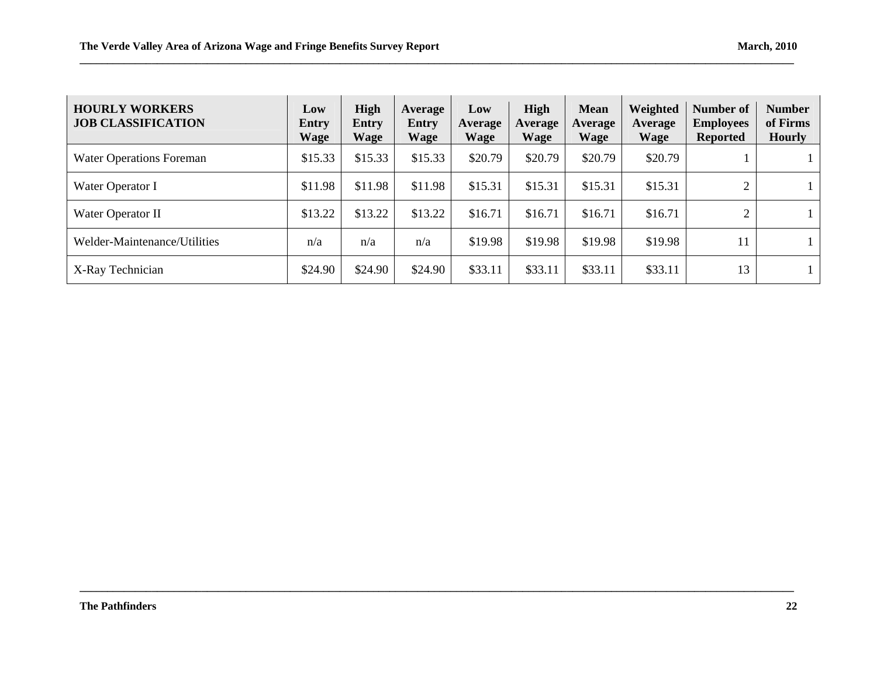| HOURLY WORKERS<br>JOB CLASSIFICATION | Low Entry Wage | High Entry Wage | Average Entry Wage | Low Average Wage | High Average Wage | Mean Average Wage | Weighted Average Wage | Number of Employees Reported | Number of Firms Hourly |
|---|---|---|---|---|---|---|---|---|---|
| Water Operations Foreman | $15.33 | $15.33 | $15.33 | $20.79 | $20.79 | $20.79 | $20.79 | 1 | 1 |
| Water Operator I | $11.98 | $11.98 | $11.98 | $15.31 | $15.31 | $15.31 | $15.31 | 2 | 1 |
| Water Operator II | $13.22 | $13.22 | $13.22 | $16.71 | $16.71 | $16.71 | $16.71 | 2 | 1 |
| Welder-Maintenance/Utilities | n/a | n/a | n/a | $19.98 | $19.98 | $19.98 | $19.98 | 11 | 1 |
| X-Ray Technician | $24.90 | $24.90 | $24.90 | $33.11 | $33.11 | $33.11 | $33.11 | 13 | 1 |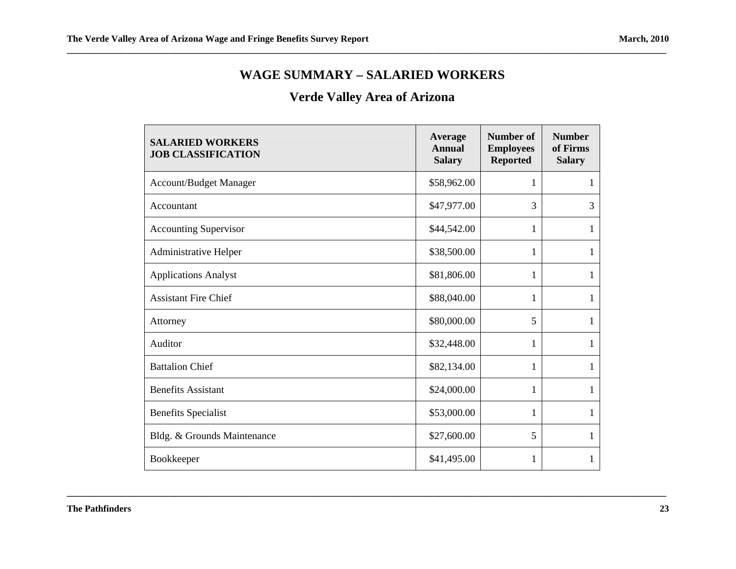## WAGE SUMMARY – SALARIED WORKERS

## Verde Valley Area of Arizona

| SALARIED WORKERS JOB CLASSIFICATION | Average Annual Salary | Number of Employees Reported | Number of Firms Salary |
|---|---|---|---|
| Account/Budget Manager | $58,962.00 | 1 | 1 |
| Accountant | $47,977.00 | 3 | 3 |
| Accounting Supervisor | $44,542.00 | 1 | 1 |
| Administrative Helper | $38,500.00 | 1 | 1 |
| Applications Analyst | $81,806.00 | 1 | 1 |
| Assistant Fire Chief | $88,040.00 | 1 | 1 |
| Attorney | $80,000.00 | 5 | 1 |
| Auditor | $32,448.00 | 1 | 1 |
| Battalion Chief | $82,134.00 | 1 | 1 |
| Benefits Assistant | $24,000.00 | 1 | 1 |
| Benefits Specialist | $53,000.00 | 1 | 1 |
| Bldg. & Grounds Maintenance | $27,600.00 | 5 | 1 |
| Bookkeeper | $41,495.00 | 1 | 1 |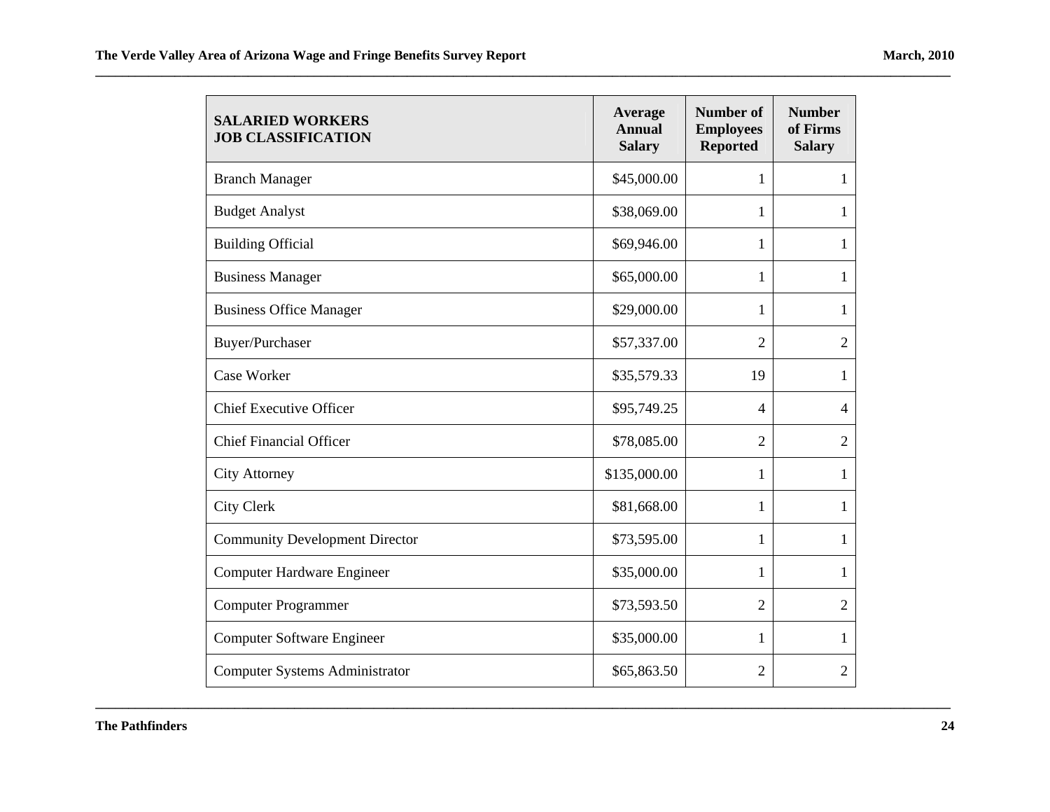| SALARIED WORKERS JOB CLASSIFICATION | Average Annual Salary | Number of Employees Reported | Number of Firms Salary |
|---|---|---|---|
| Branch Manager | $45,000.00 | 1 | 1 |
| Budget Analyst | $38,069.00 | 1 | 1 |
| Building Official | $69,946.00 | 1 | 1 |
| Business Manager | $65,000.00 | 1 | 1 |
| Business Office Manager | $29,000.00 | 1 | 1 |
| Buyer/Purchaser | $57,337.00 | 2 | 2 |
| Case Worker | $35,579.33 | 19 | 1 |
| Chief Executive Officer | $95,749.25 | 4 | 4 |
| Chief Financial Officer | $78,085.00 | 2 | 2 |
| City Attorney | $135,000.00 | 1 | 1 |
| City Clerk | $81,668.00 | 1 | 1 |
| Community Development Director | $73,595.00 | 1 | 1 |
| Computer Hardware Engineer | $35,000.00 | 1 | 1 |
| Computer Programmer | $73,593.50 | 2 | 2 |
| Computer Software Engineer | $35,000.00 | 1 | 1 |
| Computer Systems Administrator | $65,863.50 | 2 | 2 |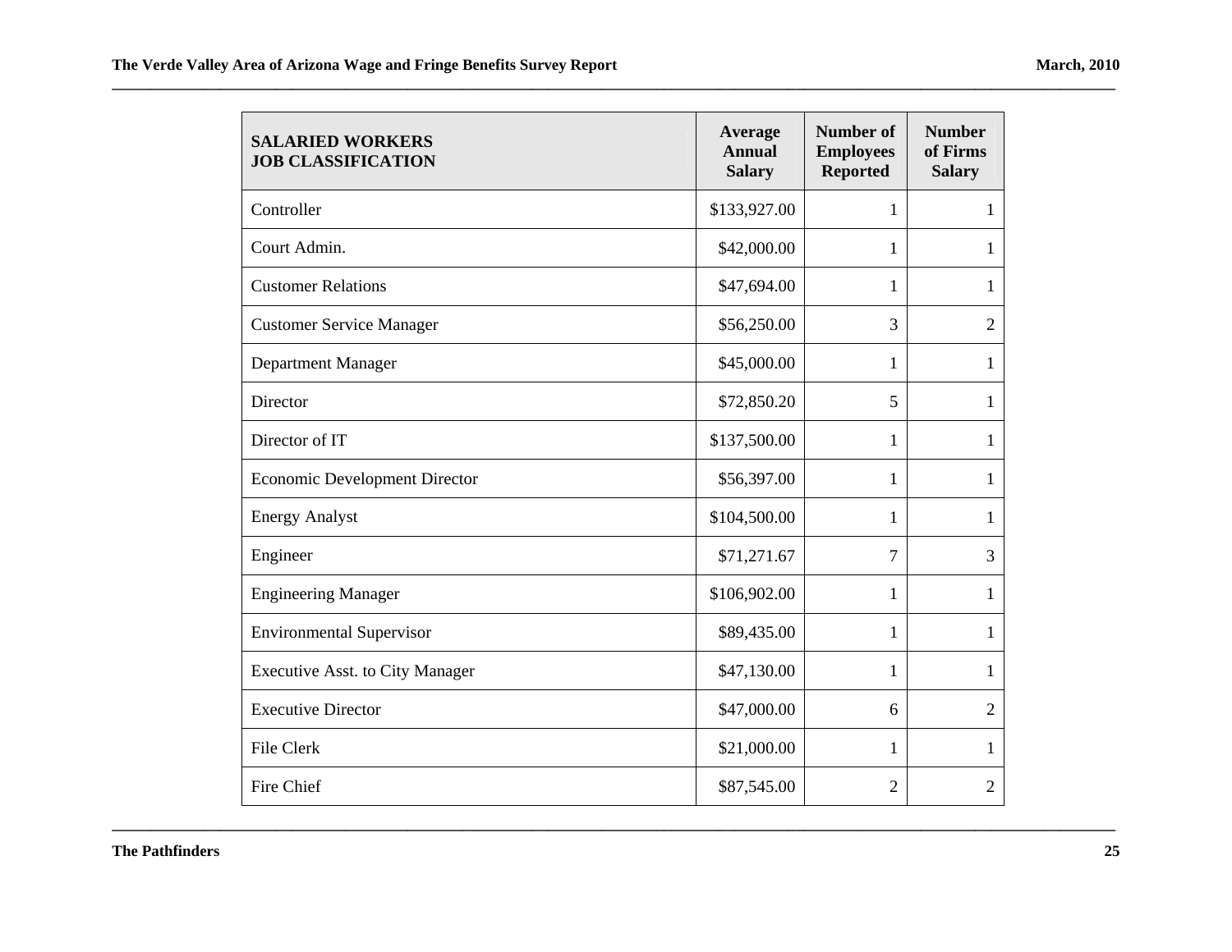| SALARIED WORKERS JOB CLASSIFICATION | Average Annual Salary | Number of Employees Reported | Number of Firms Salary |
|---|---|---|---|
| Controller | $133,927.00 | 1 | 1 |
| Court Admin. | $42,000.00 | 1 | 1 |
| Customer Relations | $47,694.00 | 1 | 1 |
| Customer Service Manager | $56,250.00 | 3 | 2 |
| Department Manager | $45,000.00 | 1 | 1 |
| Director | $72,850.20 | 5 | 1 |
| Director of IT | $137,500.00 | 1 | 1 |
| Economic Development Director | $56,397.00 | 1 | 1 |
| Energy Analyst | $104,500.00 | 1 | 1 |
| Engineer | $71,271.67 | 7 | 3 |
| Engineering Manager | $106,902.00 | 1 | 1 |
| Environmental Supervisor | $89,435.00 | 1 | 1 |
| Executive Asst. to City Manager | $47,130.00 | 1 | 1 |
| Executive Director | $47,000.00 | 6 | 2 |
| File Clerk | $21,000.00 | 1 | 1 |
| Fire Chief | $87,545.00 | 2 | 2 |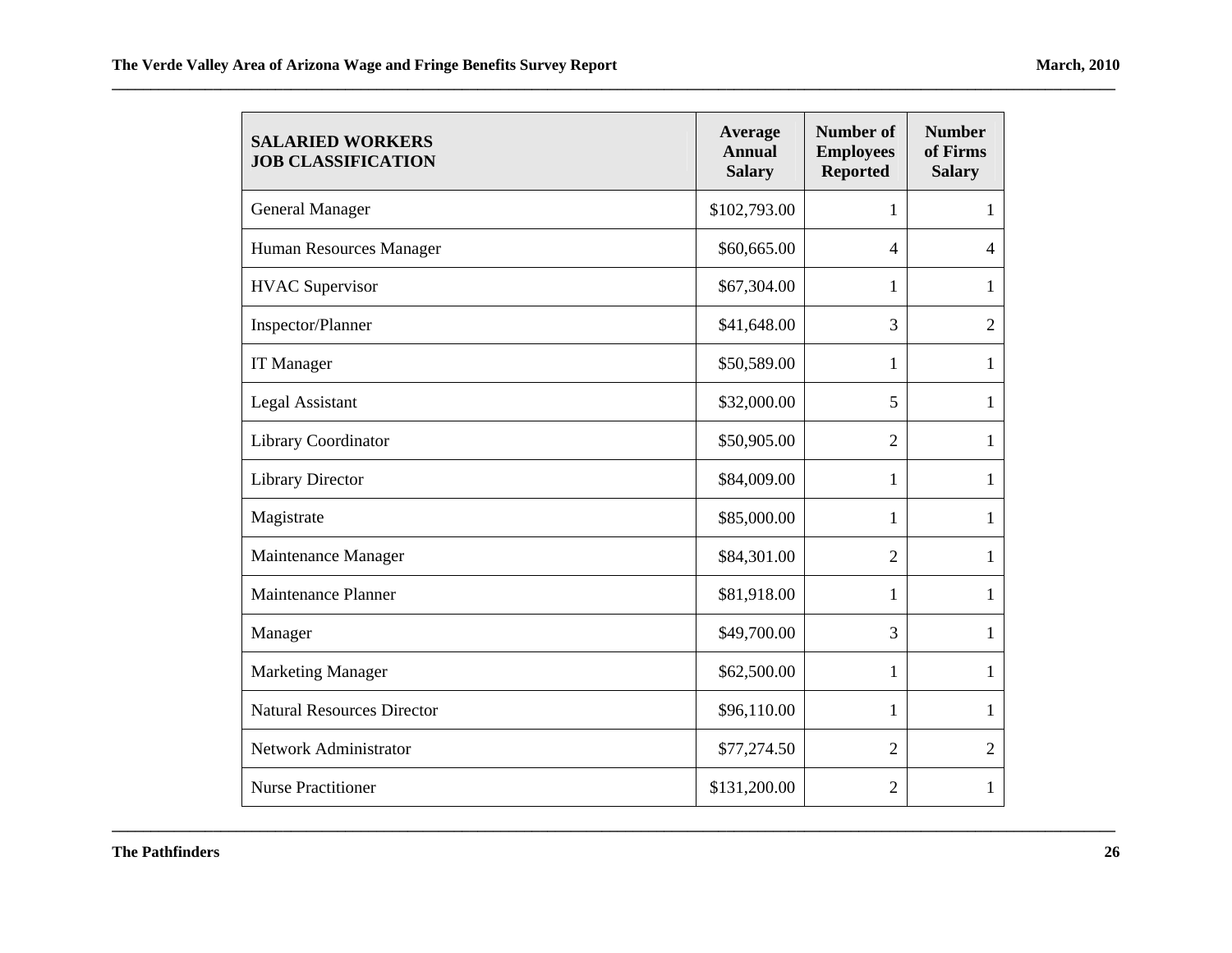| SALARIED WORKERS JOB CLASSIFICATION | Average Annual Salary | Number of Employees Reported | Number of Firms Salary |
|---|---|---|---|
| General Manager | $102,793.00 | 1 | 1 |
| Human Resources Manager | $60,665.00 | 4 | 4 |
| HVAC Supervisor | $67,304.00 | 1 | 1 |
| Inspector/Planner | $41,648.00 | 3 | 2 |
| IT Manager | $50,589.00 | 1 | 1 |
| Legal Assistant | $32,000.00 | 5 | 1 |
| Library Coordinator | $50,905.00 | 2 | 1 |
| Library Director | $84,009.00 | 1 | 1 |
| Magistrate | $85,000.00 | 1 | 1 |
| Maintenance Manager | $84,301.00 | 2 | 1 |
| Maintenance Planner | $81,918.00 | 1 | 1 |
| Manager | $49,700.00 | 3 | 1 |
| Marketing Manager | $62,500.00 | 1 | 1 |
| Natural Resources Director | $96,110.00 | 1 | 1 |
| Network Administrator | $77,274.50 | 2 | 2 |
| Nurse Practitioner | $131,200.00 | 2 | 1 |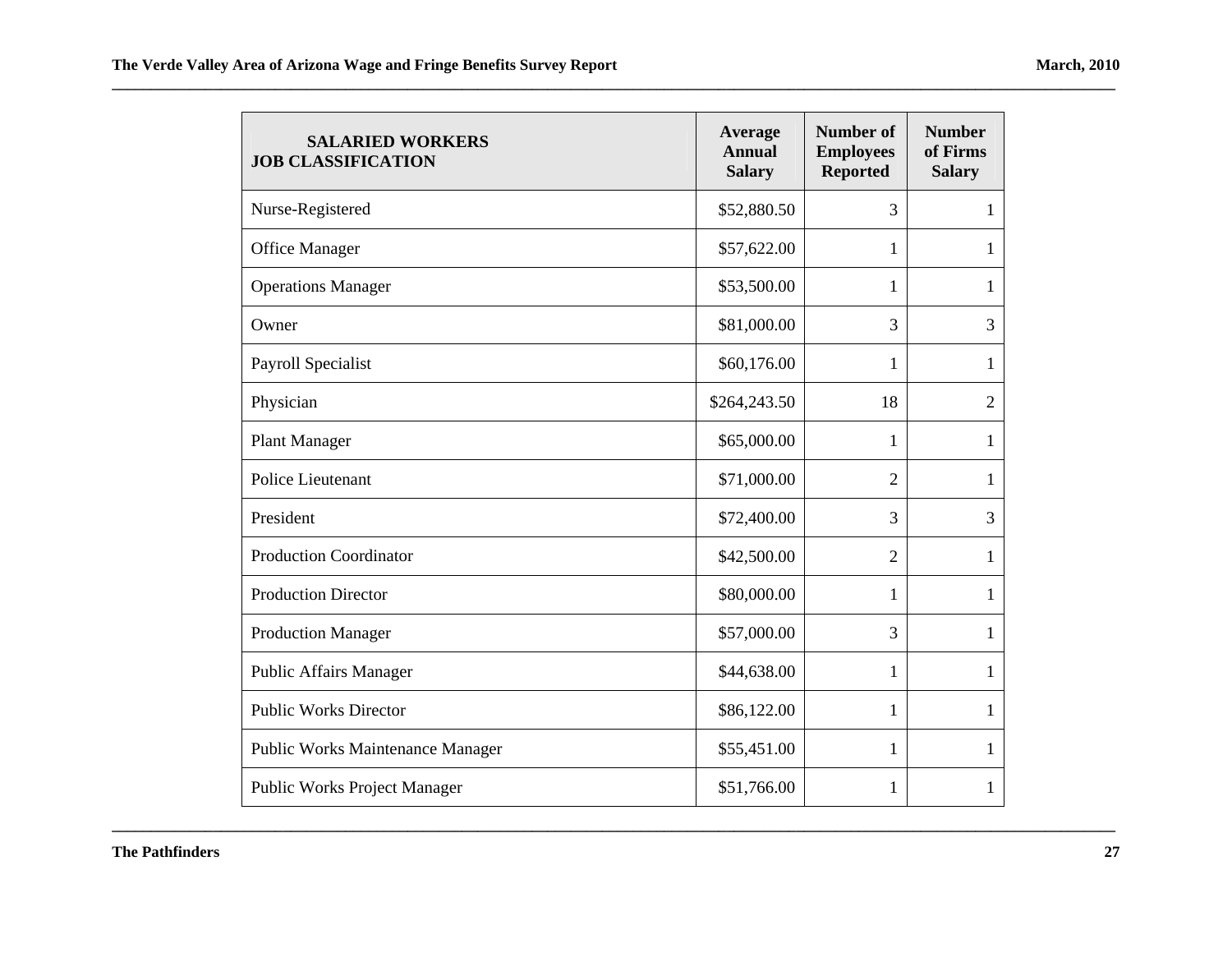| SALARIED WORKERS JOB CLASSIFICATION | Average Annual Salary | Number of Employees Reported | Number of Firms Salary |
|---|---|---|---|
| Nurse-Registered | $52,880.50 | 3 | 1 |
| Office Manager | $57,622.00 | 1 | 1 |
| Operations Manager | $53,500.00 | 1 | 1 |
| Owner | $81,000.00 | 3 | 3 |
| Payroll Specialist | $60,176.00 | 1 | 1 |
| Physician | $264,243.50 | 18 | 2 |
| Plant Manager | $65,000.00 | 1 | 1 |
| Police Lieutenant | $71,000.00 | 2 | 1 |
| President | $72,400.00 | 3 | 3 |
| Production Coordinator | $42,500.00 | 2 | 1 |
| Production Director | $80,000.00 | 1 | 1 |
| Production Manager | $57,000.00 | 3 | 1 |
| Public Affairs Manager | $44,638.00 | 1 | 1 |
| Public Works Director | $86,122.00 | 1 | 1 |
| Public Works Maintenance Manager | $55,451.00 | 1 | 1 |
| Public Works Project Manager | $51,766.00 | 1 | 1 |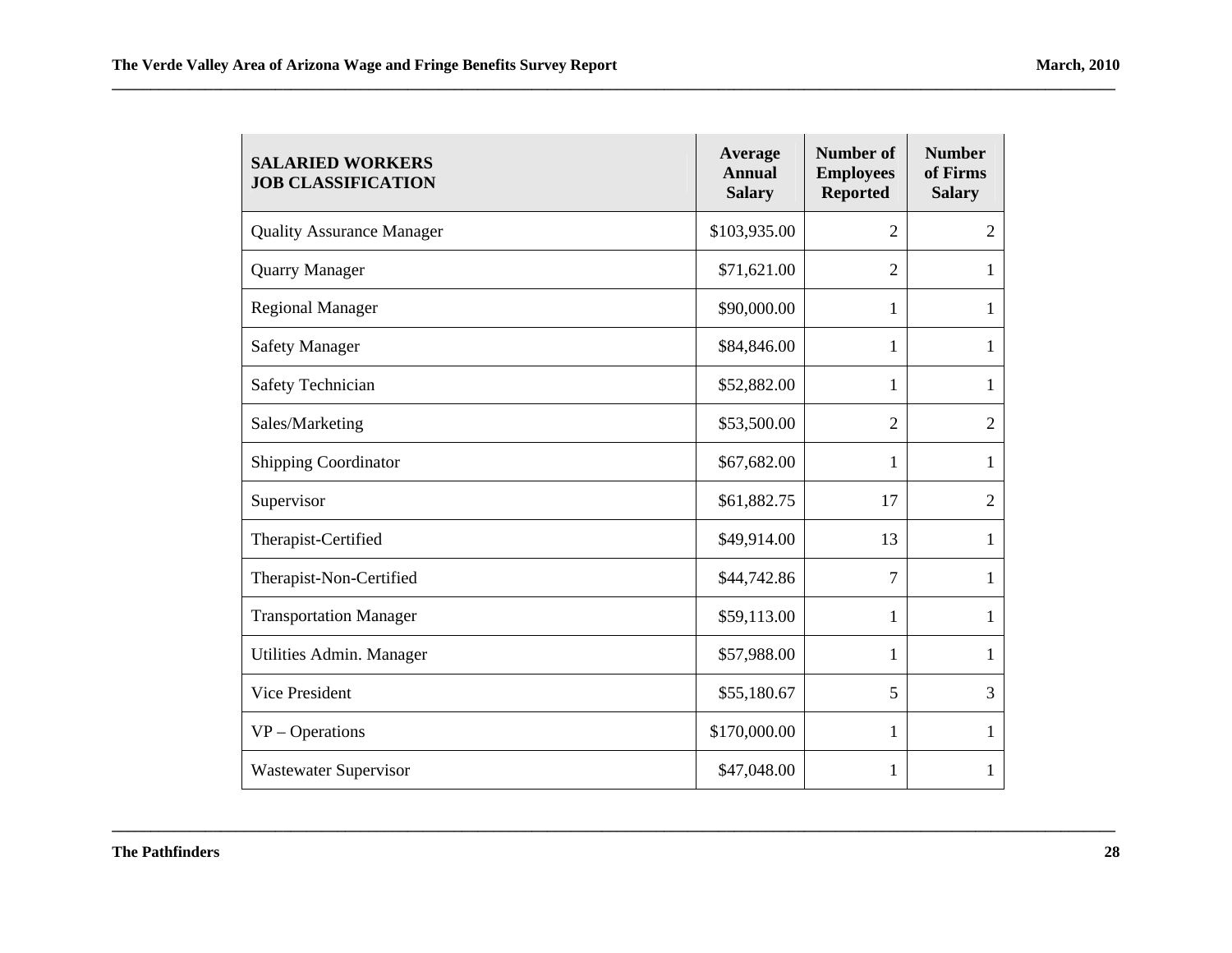| SALARIED WORKERS JOB CLASSIFICATION | Average Annual Salary | Number of Employees Reported | Number of Firms Salary |
|---|---|---|---|
| Quality Assurance Manager | $103,935.00 | 2 | 2 |
| Quarry Manager | $71,621.00 | 2 | 1 |
| Regional Manager | $90,000.00 | 1 | 1 |
| Safety Manager | $84,846.00 | 1 | 1 |
| Safety Technician | $52,882.00 | 1 | 1 |
| Sales/Marketing | $53,500.00 | 2 | 2 |
| Shipping Coordinator | $67,682.00 | 1 | 1 |
| Supervisor | $61,882.75 | 17 | 2 |
| Therapist-Certified | $49,914.00 | 13 | 1 |
| Therapist-Non-Certified | $44,742.86 | 7 | 1 |
| Transportation Manager | $59,113.00 | 1 | 1 |
| Utilities Admin. Manager | $57,988.00 | 1 | 1 |
| Vice President | $55,180.67 | 5 | 3 |
| VP – Operations | $170,000.00 | 1 | 1 |
| Wastewater Supervisor | $47,048.00 | 1 | 1 |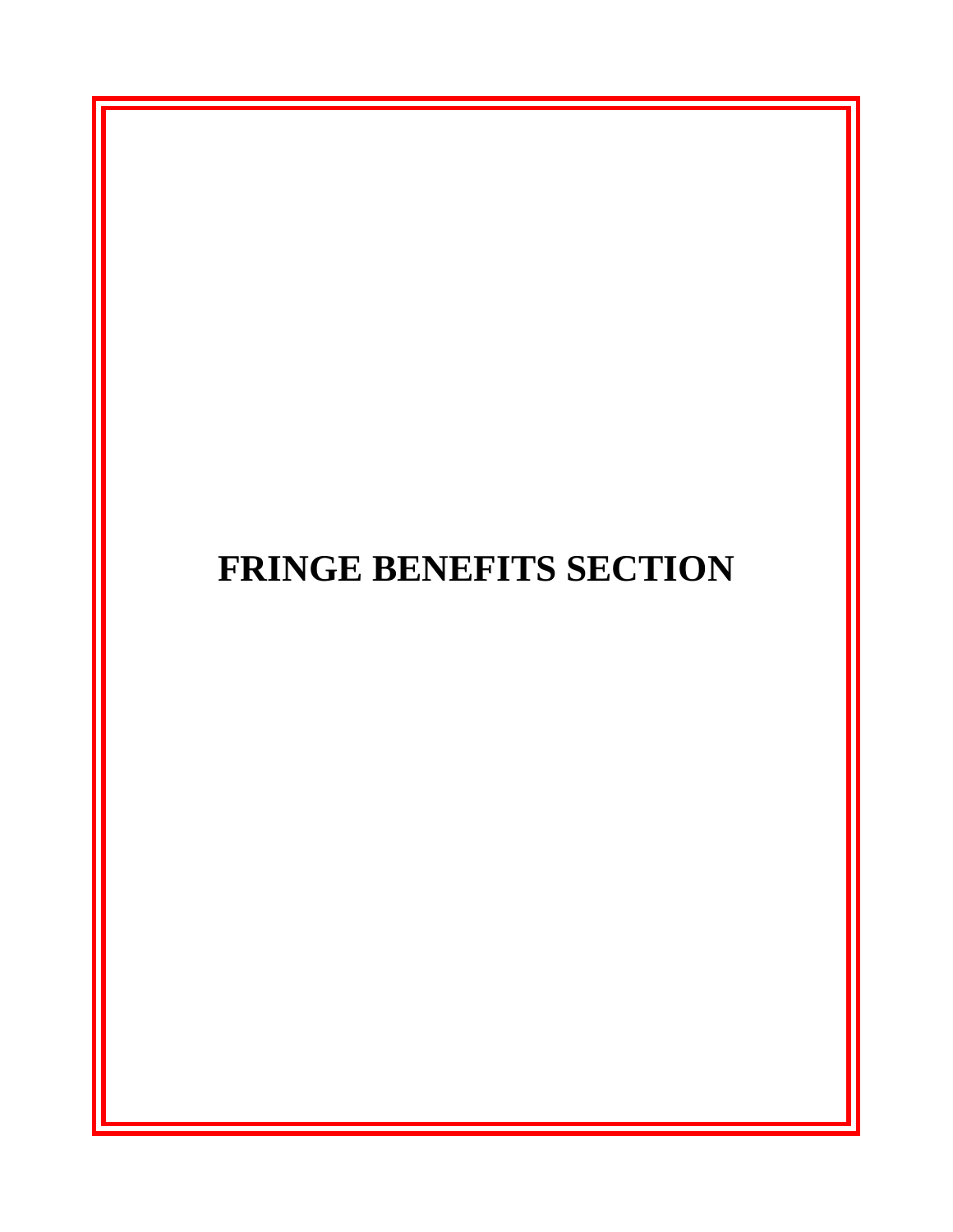# FRINGE BENEFITS SECTION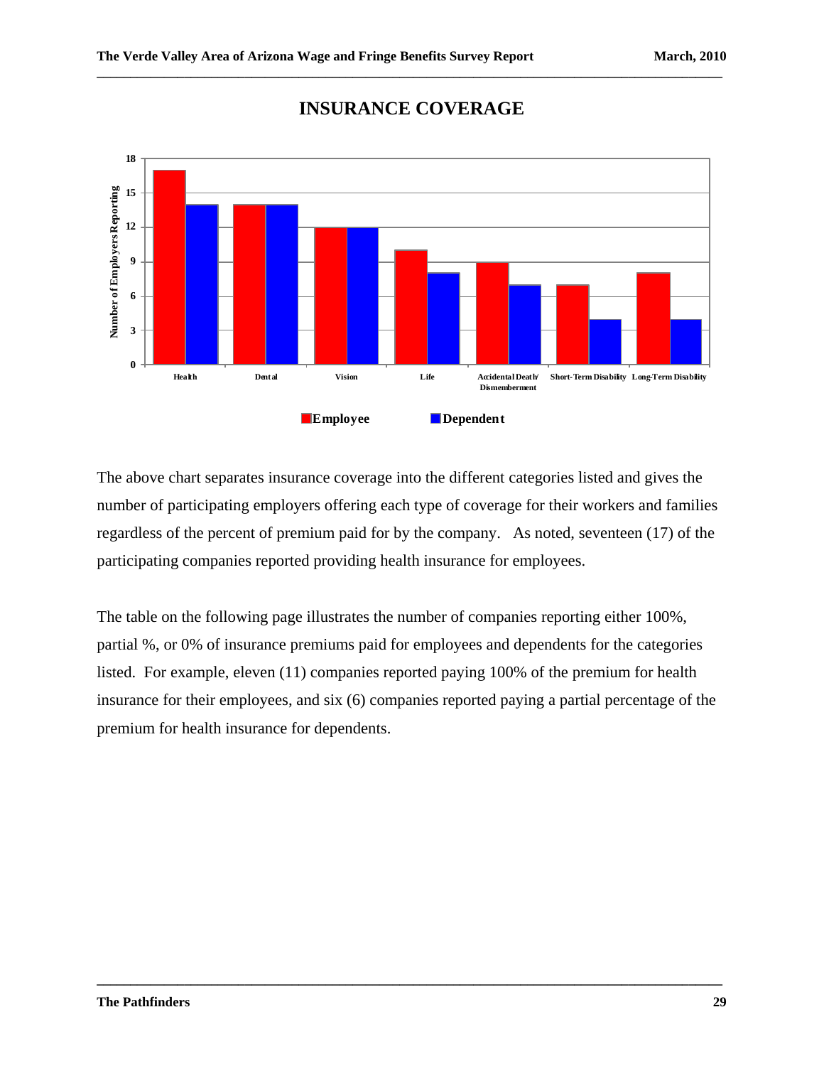# INSURANCE COVERAGE

| | Employee | Dependent |
|---|---|---|
| Health | 17 | 14 |
| Dental | 14 | 14 |
| Vision | 12 | 12 |
| Life | 10 | 8 |
| Accidental Death/ Dismemberment | 9 | 7 |
| Short-Term Disability | 7 | 4 |
| Long-Term Disability | 8 | 4 |

Number of Employers Reporting

The above chart separates insurance coverage into the different categories listed and gives the number of participating employers offering each type of coverage for their workers and families regardless of the percent of premium paid for by the company. As noted, seventeen (17) of the participating companies reported providing health insurance for employees.

The table on the following page illustrates the number of companies reporting either 100%, partial %, or 0% of insurance premiums paid for employees and dependents for the categories listed. For example, eleven (11) companies reported paying 100% of the premium for health insurance for their employees, and six (6) companies reported paying a partial percentage of the premium for health insurance for dependents.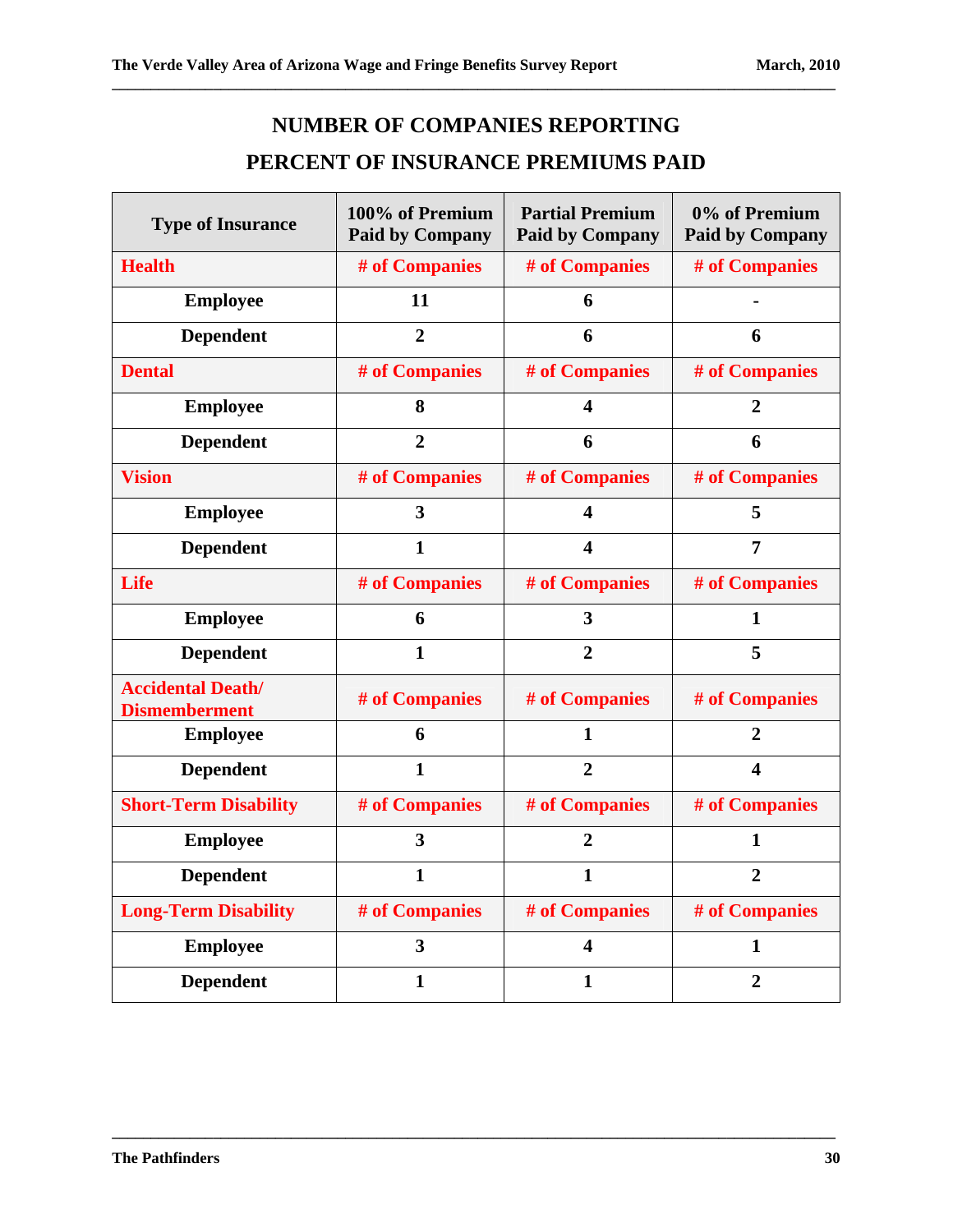## NUMBER OF COMPANIES REPORTING

## PERCENT OF INSURANCE PREMIUMS PAID

| Type of Insurance | 100% of Premium Paid by Company | Partial Premium Paid by Company | 0% of Premium Paid by Company |
|---|---|---|---|
| **Health** | # of Companies | # of Companies | # of Companies |
| Employee | 11 | 6 | - |
| Dependent | 2 | 6 | 6 |
| **Dental** | # of Companies | # of Companies | # of Companies |
| Employee | 8 | 4 | 2 |
| Dependent | 2 | 6 | 6 |
| **Vision** | # of Companies | # of Companies | # of Companies |
| Employee | 3 | 4 | 5 |
| Dependent | 1 | 4 | 7 |
| **Life** | # of Companies | # of Companies | # of Companies |
| Employee | 6 | 3 | 1 |
| Dependent | 1 | 2 | 5 |
| **Accidental Death/ Dismemberment** | # of Companies | # of Companies | # of Companies |
| Employee | 6 | 1 | 2 |
| Dependent | 1 | 2 | 4 |
| **Short-Term Disability** | # of Companies | # of Companies | # of Companies |
| Employee | 3 | 2 | 1 |
| Dependent | 1 | 1 | 2 |
| **Long-Term Disability** | # of Companies | # of Companies | # of Companies |
| Employee | 3 | 4 | 1 |
| Dependent | 1 | 1 | 2 |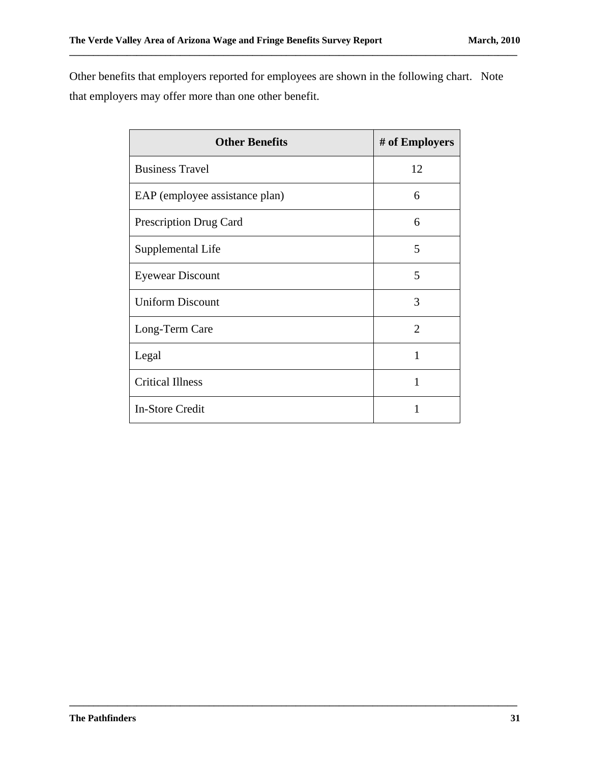Other benefits that employers reported for employees are shown in the following chart. Note that employers may offer more than one other benefit.

| Other Benefits | # of Employers |
|---|---|
| Business Travel | 12 |
| EAP (employee assistance plan) | 6 |
| Prescription Drug Card | 6 |
| Supplemental Life | 5 |
| Eyewear Discount | 5 |
| Uniform Discount | 3 |
| Long-Term Care | 2 |
| Legal | 1 |
| Critical Illness | 1 |
| In-Store Credit | 1 |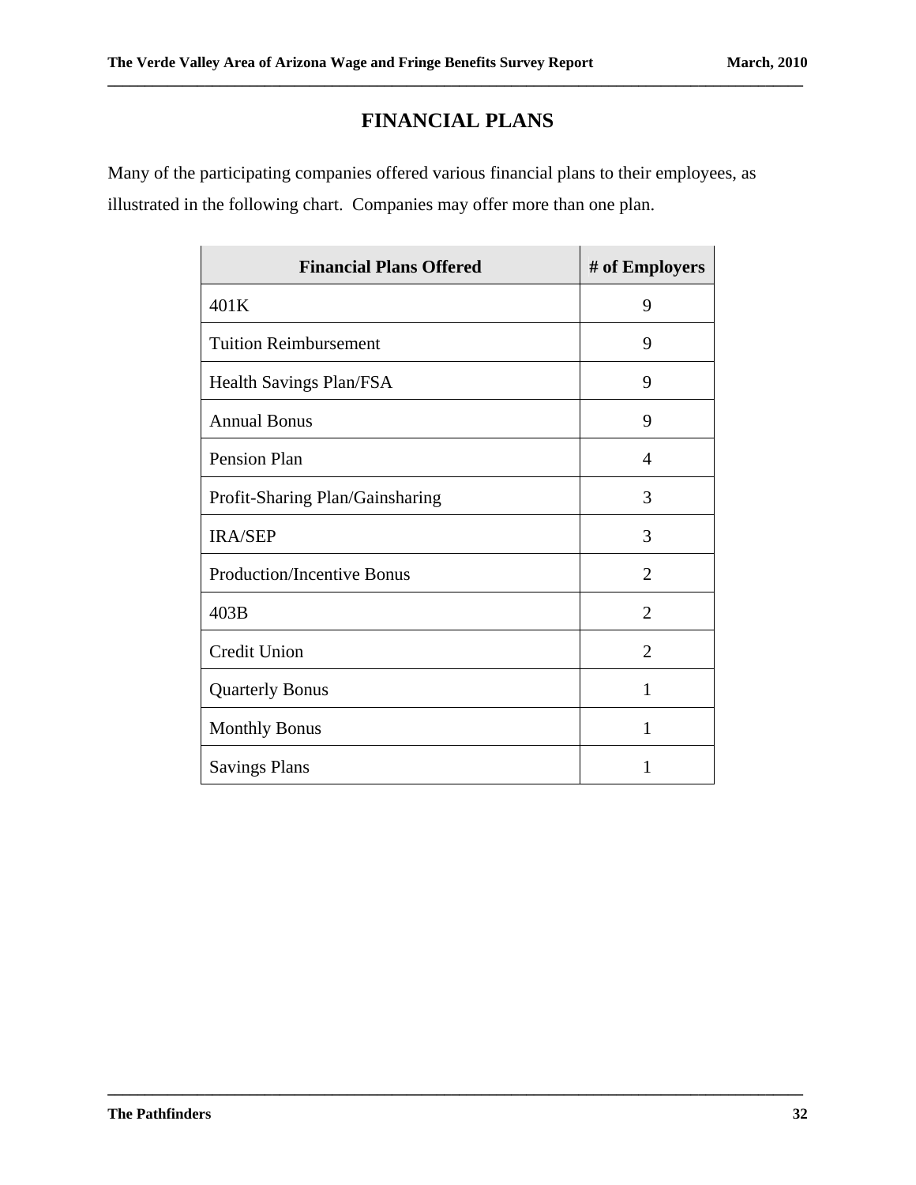# FINANCIAL PLANS

Many of the participating companies offered various financial plans to their employees, as illustrated in the following chart. Companies may offer more than one plan.

| Financial Plans Offered | # of Employers |
|---|---|
| 401K | 9 |
| Tuition Reimbursement | 9 |
| Health Savings Plan/FSA | 9 |
| Annual Bonus | 9 |
| Pension Plan | 4 |
| Profit-Sharing Plan/Gainsharing | 3 |
| IRA/SEP | 3 |
| Production/Incentive Bonus | 2 |
| 403B | 2 |
| Credit Union | 2 |
| Quarterly Bonus | 1 |
| Monthly Bonus | 1 |
| Savings Plans | 1 |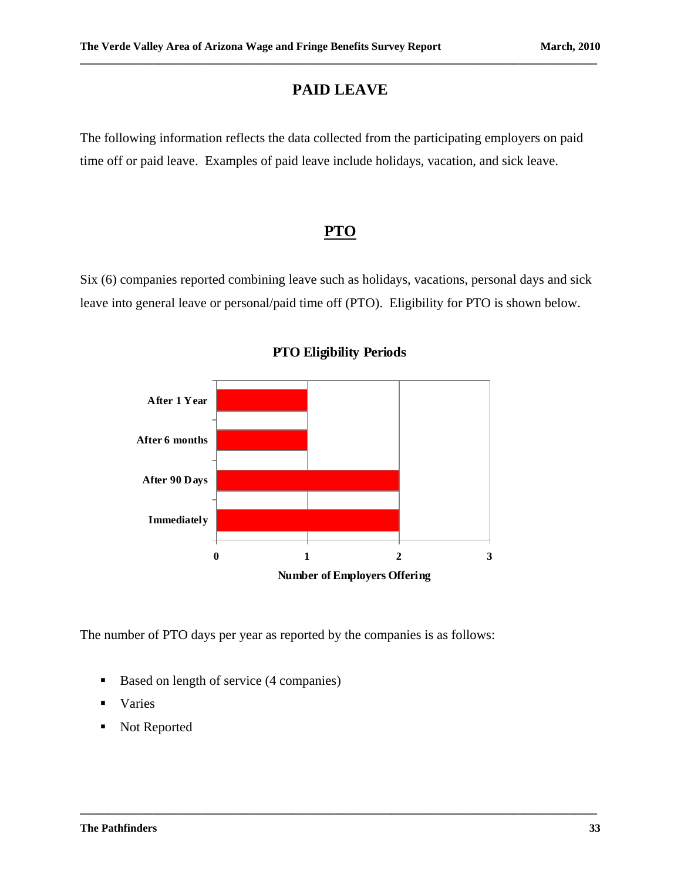# PAID LEAVE

The following information reflects the data collected from the participating employers on paid time off or paid leave. Examples of paid leave include holidays, vacation, and sick leave.

## PTO

Six (6) companies reported combining leave such as holidays, vacations, personal days and sick leave into general leave or personal/paid time off (PTO). Eligibility for PTO is shown below.

**PTO Eligibility Periods**

| Eligibility Period | Number of Employers Offering |
|---|---|
| After 1 Year | 1 |
| After 6 months | 1 |
| After 90 Days | 2 |
| Immediately | 2 |

The number of PTO days per year as reported by the companies is as follows:

- Based on length of service (4 companies)
- Varies
- Not Reported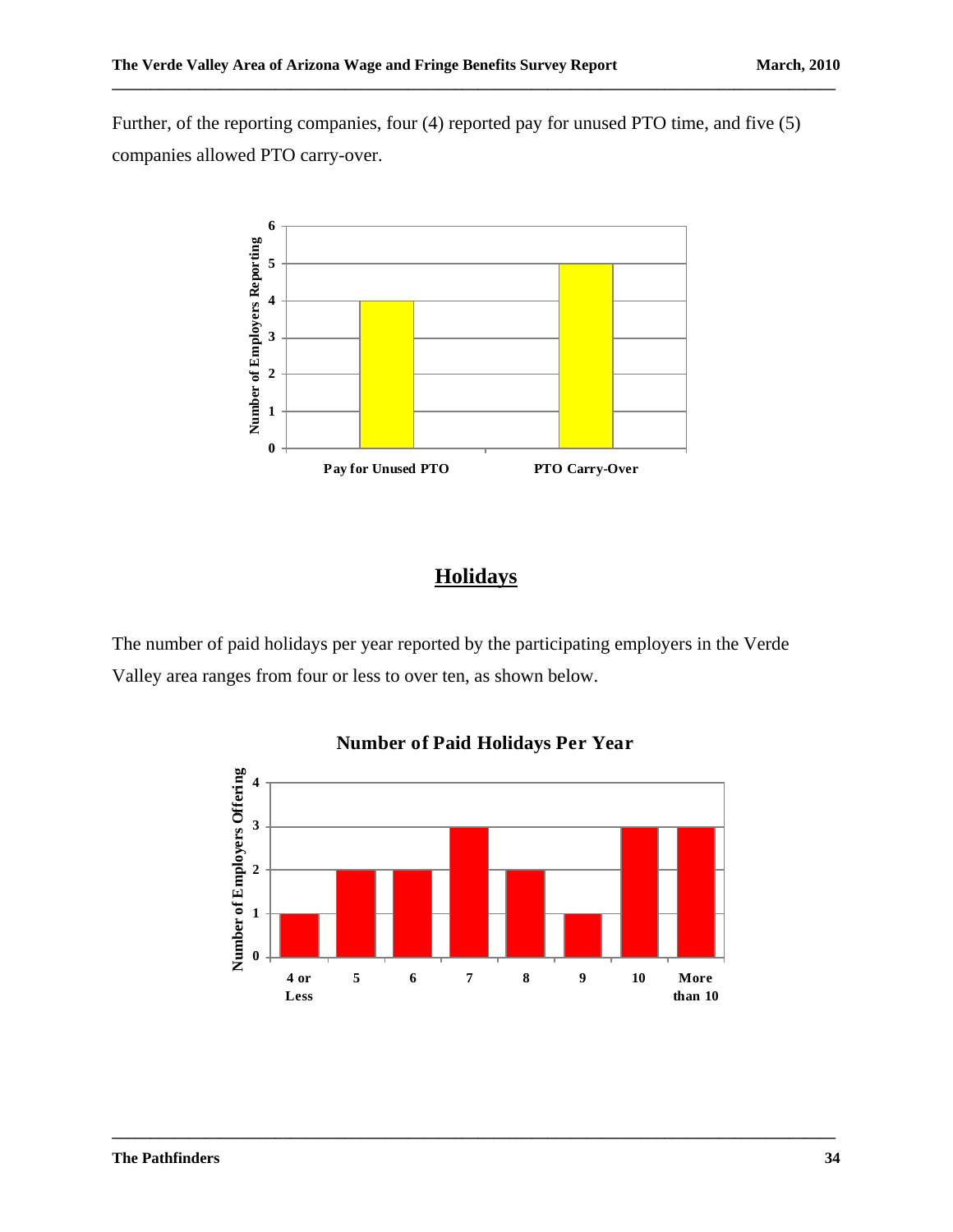Further, of the reporting companies, four (4) reported pay for unused PTO time, and five (5) companies allowed PTO carry-over.

| | Number of Employers Reporting |
|---|---|
| Pay for Unused PTO | 4 |
| PTO Carry-Over | 5 |

## Holidays

The number of paid holidays per year reported by the participating employers in the Verde Valley area ranges from four or less to over ten, as shown below.

**Number of Paid Holidays Per Year**

| Paid Holidays | Number of Employers Offering |
|---|---|
| 4 or Less | 1 |
| 5 | 2 |
| 6 | 2 |
| 7 | 3 |
| 8 | 2 |
| 9 | 1 |
| 10 | 3 |
| More than 10 | 3 |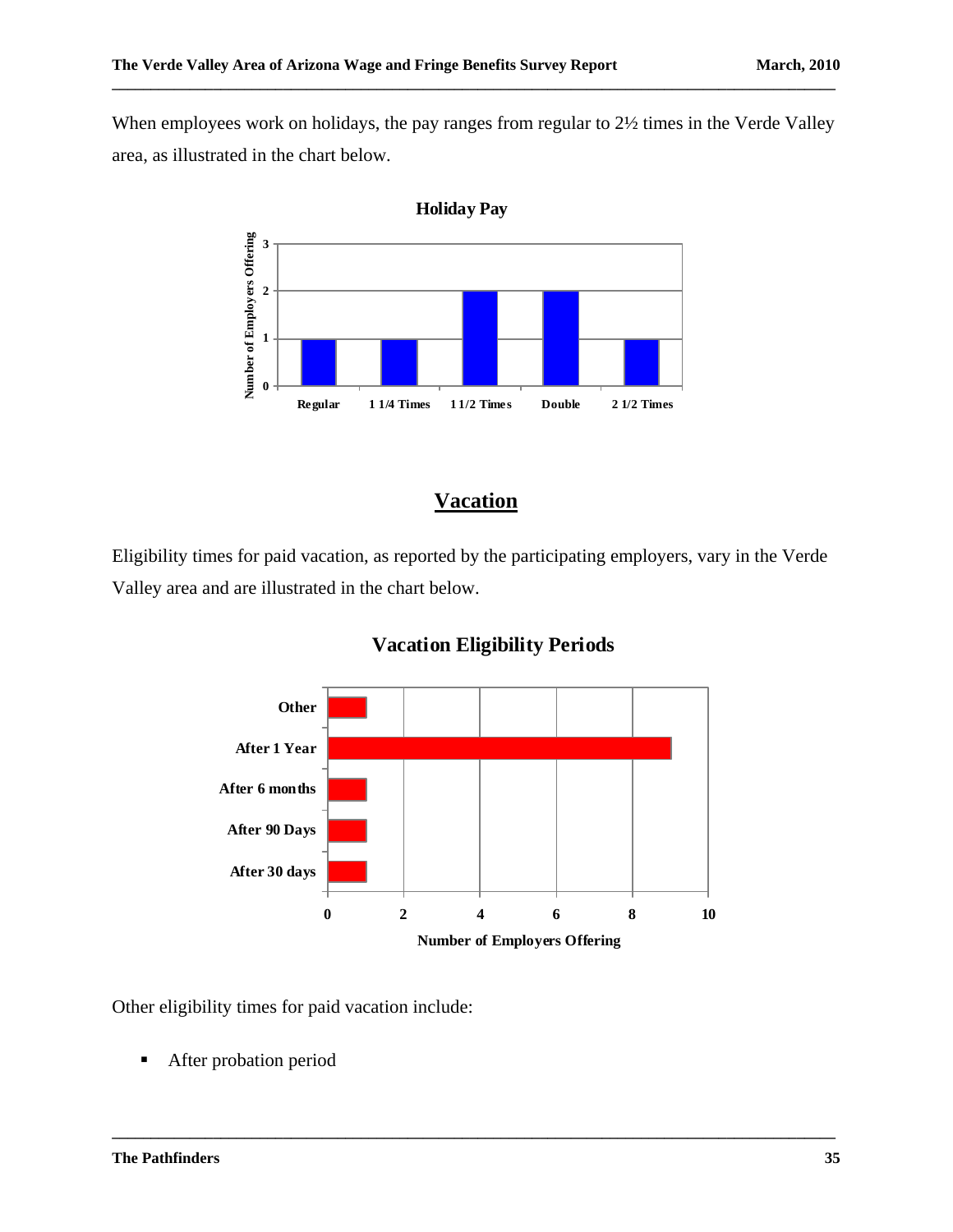When employees work on holidays, the pay ranges from regular to 2½ times in the Verde Valley area, as illustrated in the chart below.

**Holiday Pay**

| Holiday Pay | Number of Employers Offering |
|---|---|
| Regular | 1 |
| 1 1/4 Times | 1 |
| 1 1/2 Times | 2 |
| Double | 2 |
| 2 1/2 Times | 1 |

## Vacation

Eligibility times for paid vacation, as reported by the participating employers, vary in the Verde Valley area and are illustrated in the chart below.

**Vacation Eligibility Periods**

| Eligibility Period | Number of Employers Offering |
|---|---|
| Other | 1 |
| After 1 Year | 9 |
| After 6 months | 1 |
| After 90 Days | 1 |
| After 30 days | 1 |

Other eligibility times for paid vacation include:

- After probation period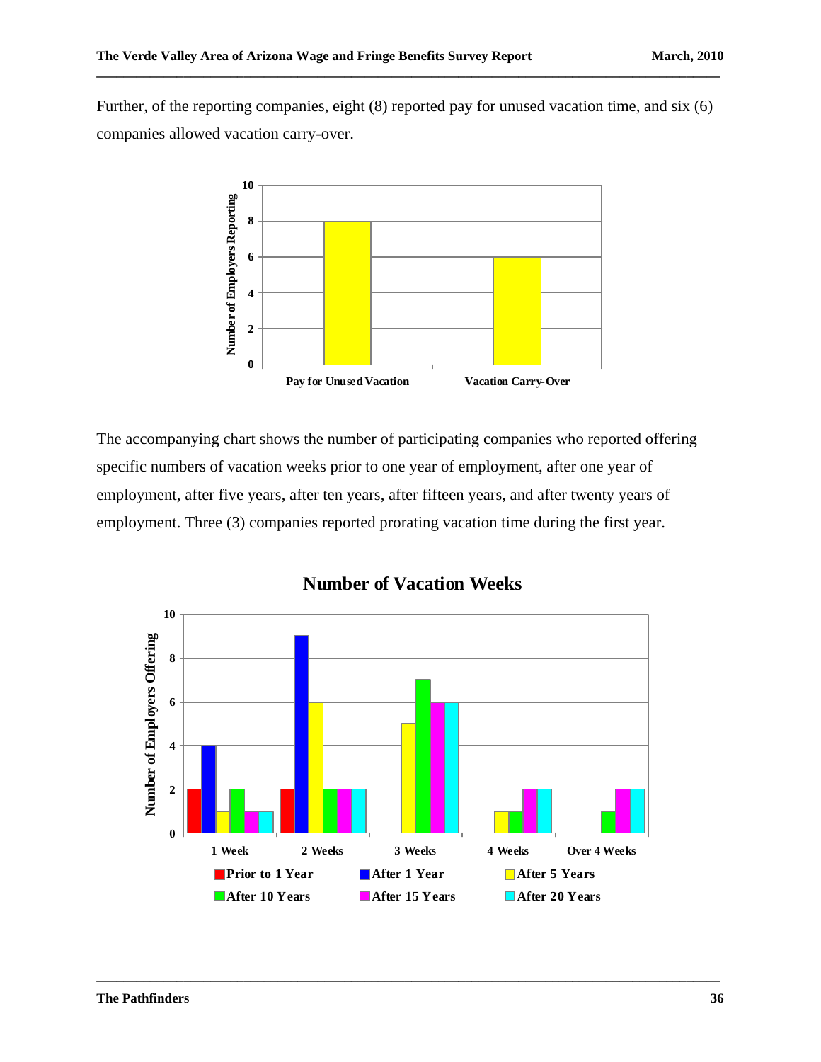Further, of the reporting companies, eight (8) reported pay for unused vacation time, and six (6) companies allowed vacation carry-over.

| | Number of Employers Reporting |
|---|---|
| Pay for Unused Vacation | 8 |
| Vacation Carry-Over | 6 |

The accompanying chart shows the number of participating companies who reported offering specific numbers of vacation weeks prior to one year of employment, after one year of employment, after five years, after ten years, after fifteen years, and after twenty years of employment. Three (3) companies reported prorating vacation time during the first year.

**Number of Vacation Weeks**

| Number of Employers Offering | Prior to 1 Year | After 1 Year | After 5 Years | After 10 Years | After 15 Years | After 20 Years |
|---|---|---|---|---|---|---|
| 1 Week | 2 | 4 | 1 | 2 | 1 | 1 |
| 2 Weeks | 2 | 9 | 6 | 2 | 2 | 2 |
| 3 Weeks | | | 5 | 7 | 6 | 6 |
| 4 Weeks | | | 1 | 1 | 2 | 2 |
| Over 4 Weeks | | | | 1 | 2 | 2 |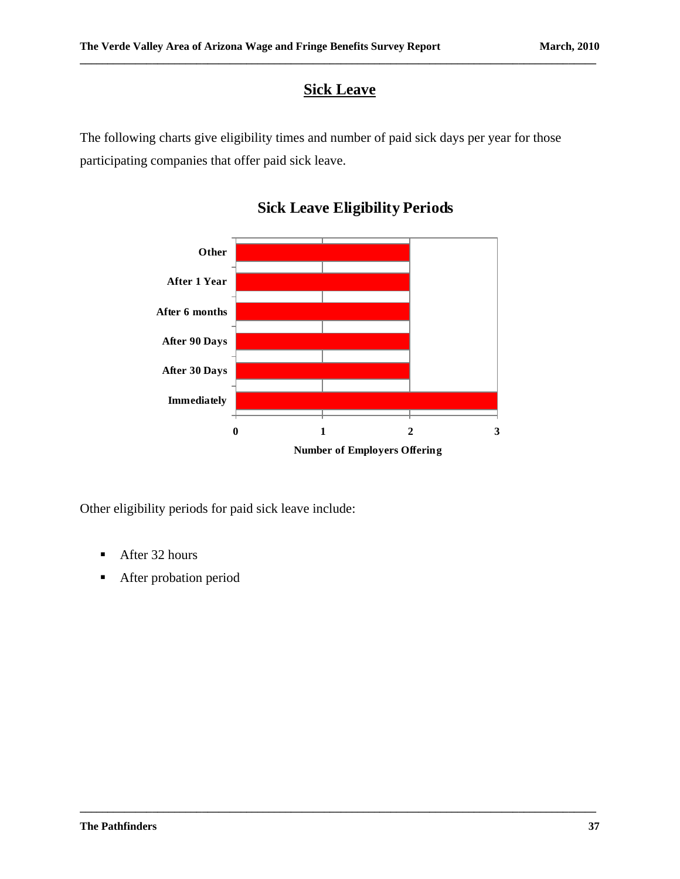## Sick Leave

The following charts give eligibility times and number of paid sick days per year for those participating companies that offer paid sick leave.

### Sick Leave Eligibility Periods

| Eligibility Period | Number of Employers Offering |
|---|---|
| Other | 2 |
| After 1 Year | 2 |
| After 6 months | 2 |
| After 90 Days | 2 |
| After 30 Days | 2 |
| Immediately | 3 |

Other eligibility periods for paid sick leave include:

- After 32 hours
- After probation period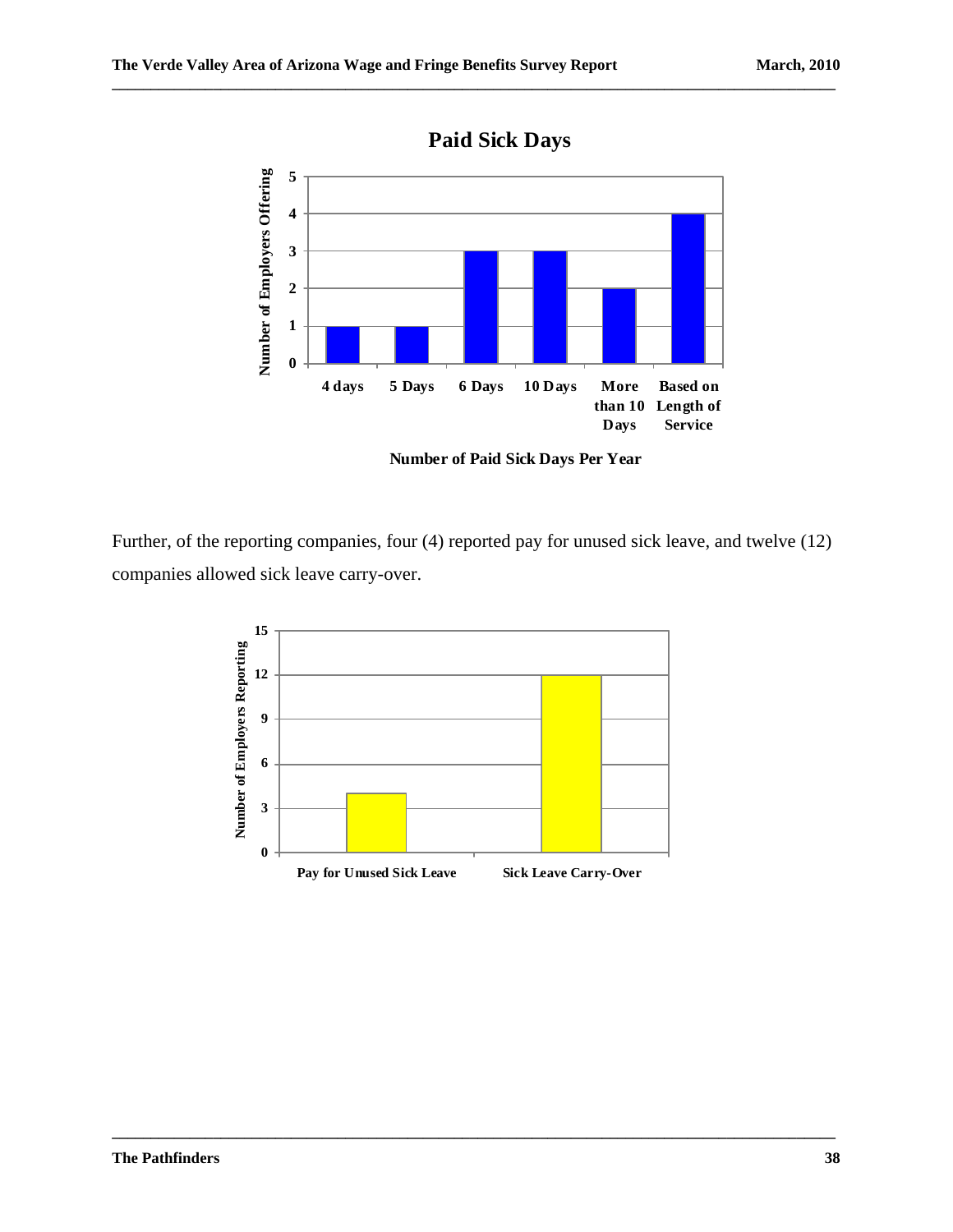**Paid Sick Days**

| Number of Paid Sick Days Per Year | Number of Employers Offering |
|---|---|
| 4 days | 1 |
| 5 Days | 1 |
| 6 Days | 3 |
| 10 Days | 3 |
| More than 10 Days | 2 |
| Based on Length of Service | 4 |

Further, of the reporting companies, four (4) reported pay for unused sick leave, and twelve (12) companies allowed sick leave carry-over.

| | Number of Employers Reporting |
|---|---|
| Pay for Unused Sick Leave | 4 |
| Sick Leave Carry-Over | 12 |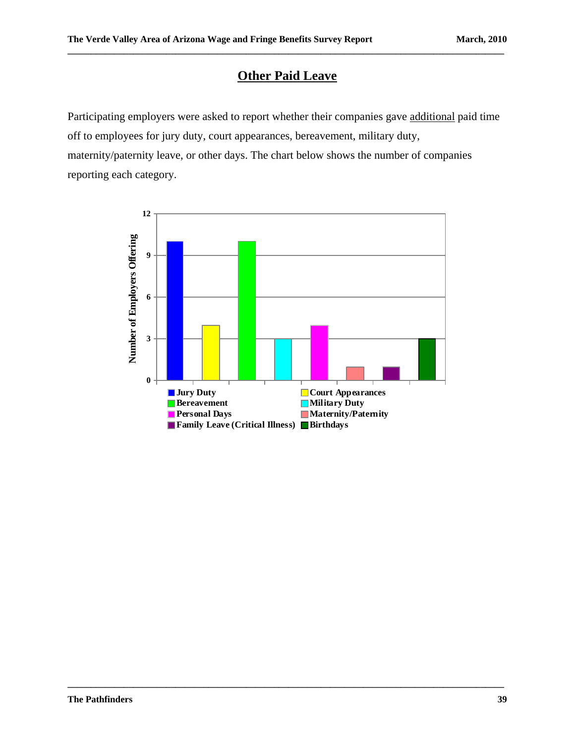## Other Paid Leave

Participating employers were asked to report whether their companies gave additional paid time off to employees for jury duty, court appearances, bereavement, military duty, maternity/paternity leave, or other days. The chart below shows the number of companies reporting each category.

| Category | Number of Employers Offering |
|---|---|
| Jury Duty | 10 |
| Court Appearances | 4 |
| Bereavement | 10 |
| Military Duty | 3 |
| Personal Days | 4 |
| Maternity/Paternity | 1 |
| Family Leave (Critical Illness) | 1 |
| Birthdays | 3 |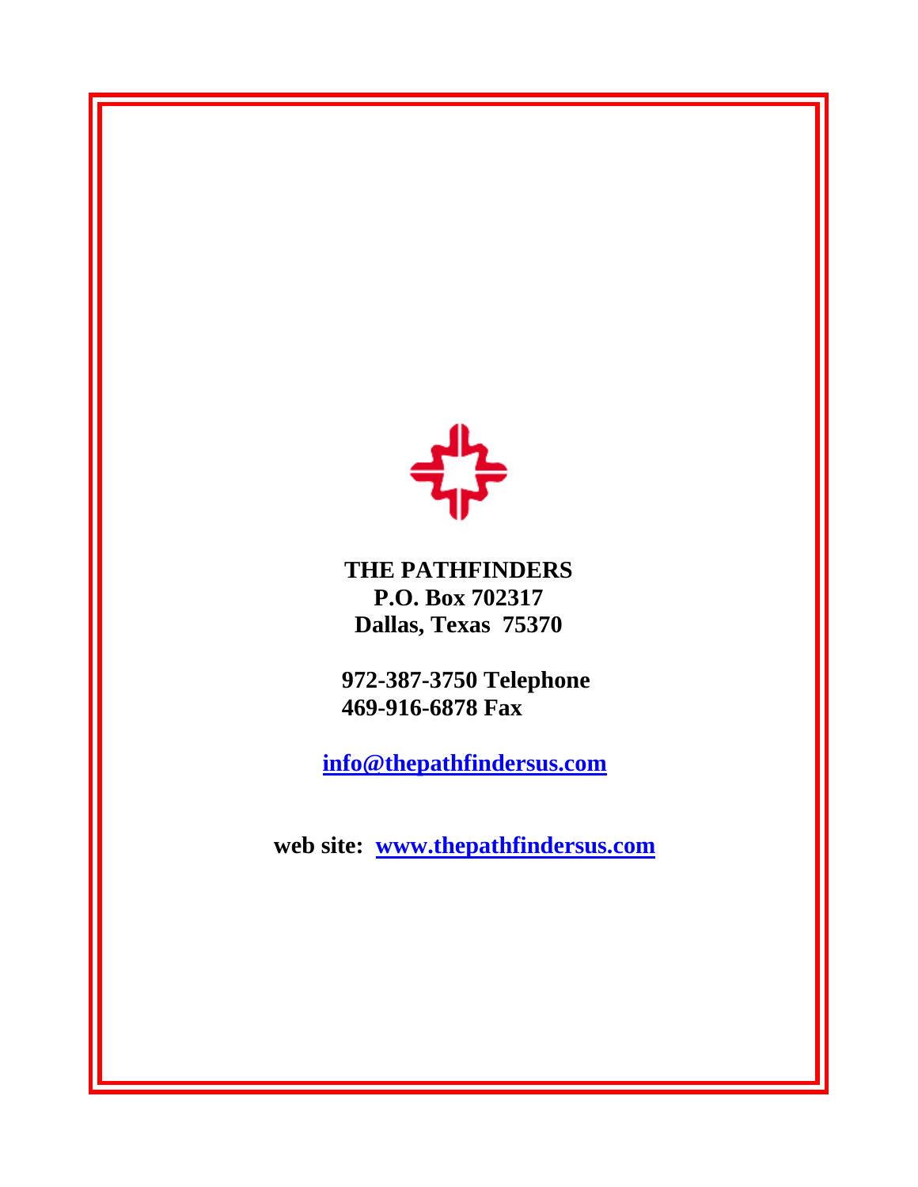**THE PATHFINDERS**
**P.O. Box 702317**
**Dallas, Texas 75370**

**972-387-3750 Telephone**
**469-916-6878 Fax**

**info@thepathfindersus.com**

**web site: www.thepathfindersus.com**